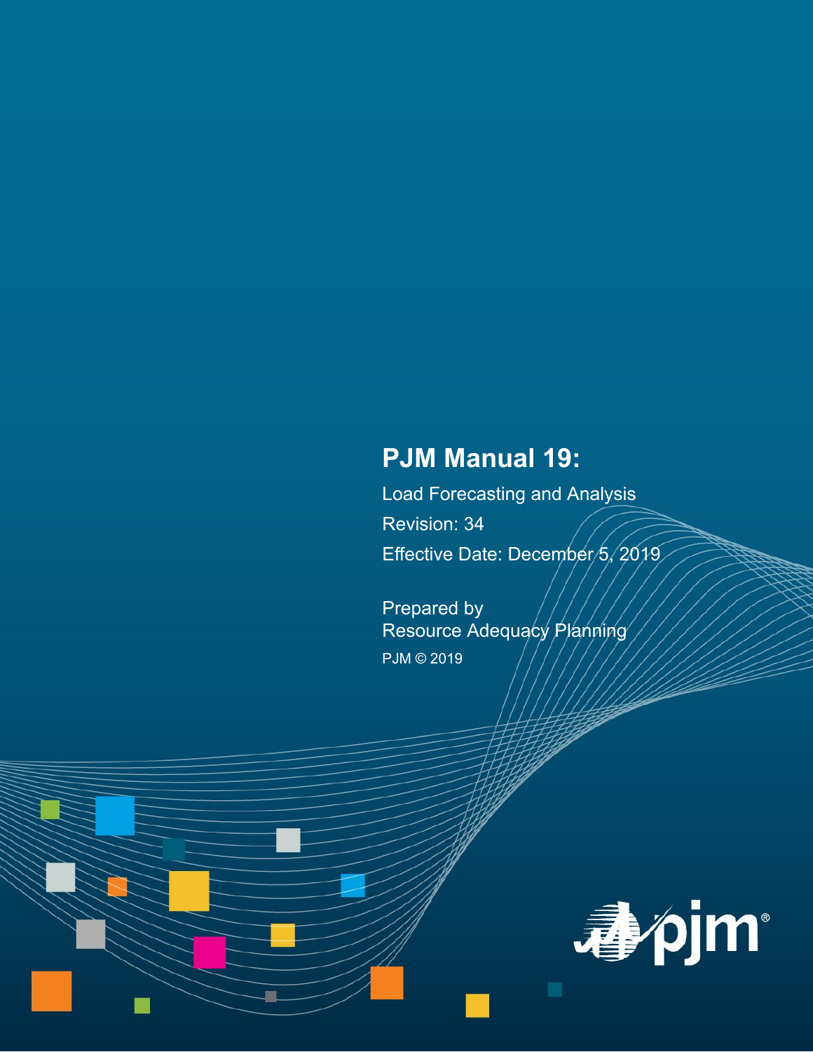# PJM Manual 19:

Load Forecasting and Analysis

Revision: 34

Effective Date: December 5, 2019

Prepared by
Resource Adequacy Planning

PJM © 2019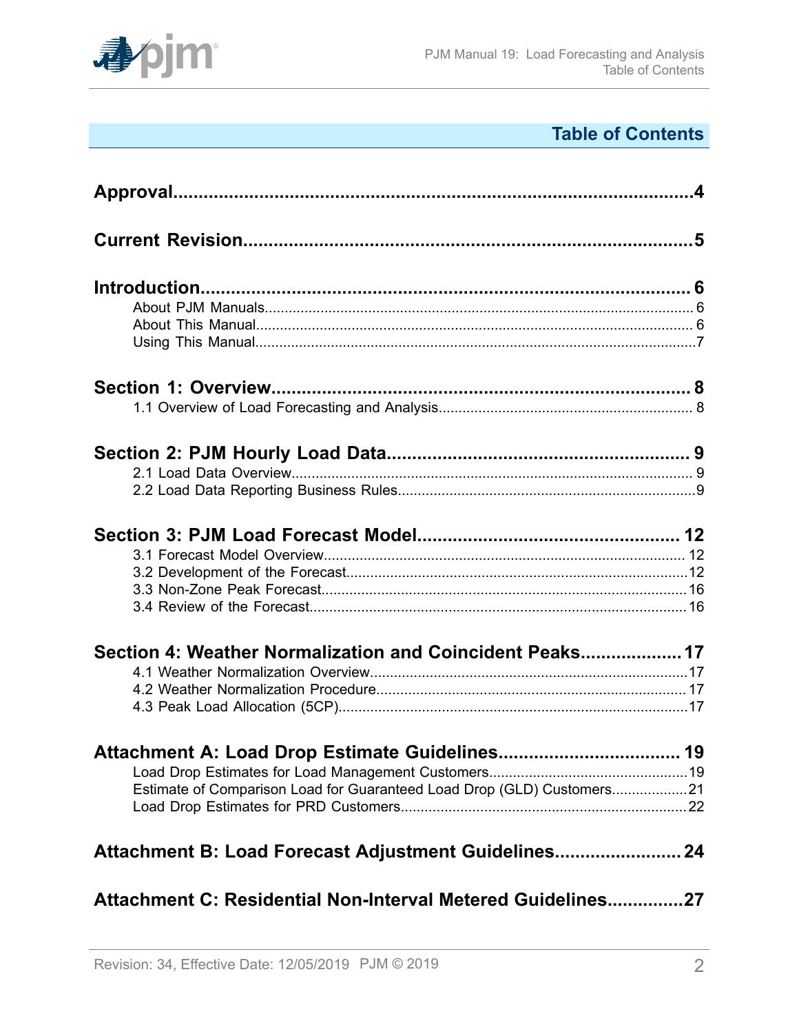# Table of Contents

**Approval....................................................................................................4**

**Current Revision.........................................................................................5**

**Introduction.................................................................................................. 6**

About PJM Manuals............................................................................................ 6
About This Manual.............................................................................................. 6
Using This Manual...............................................................................................7

**Section 1: Overview.................................................................................... 8**

1.1 Overview of Load Forecasting and Analysis................................................................ 8

**Section 2: PJM Hourly Load Data............................................................ 9**

2.1 Load Data Overview..................................................................................... 9
2.2 Load Data Reporting Business Rules...........................................................................9

**Section 3: PJM Load Forecast Model.................................................... 12**

3.1 Forecast Model Overview........................................................................... 12
3.2 Development of the Forecast......................................................................................12
3.3 Non-Zone Peak Forecast............................................................................ 16
3.4 Review of the Forecast............................................................................... 16

**Section 4: Weather Normalization and Coincident Peaks.................... 17**

4.1 Weather Normalization Overview................................................................................17
4.2 Weather Normalization Procedure.............................................................................. 17
4.3 Peak Load Allocation (5CP)........................................................................................17

**Attachment A: Load Drop Estimate Guidelines.................................... 19**

Load Drop Estimates for Load Management Customers..................................................19
Estimate of Comparison Load for Guaranteed Load Drop (GLD) Customers...................21
Load Drop Estimates for PRD Customers........................................................................22

**Attachment B: Load Forecast Adjustment Guidelines........................ 24**

**Attachment C: Residential Non-Interval Metered Guidelines..............27**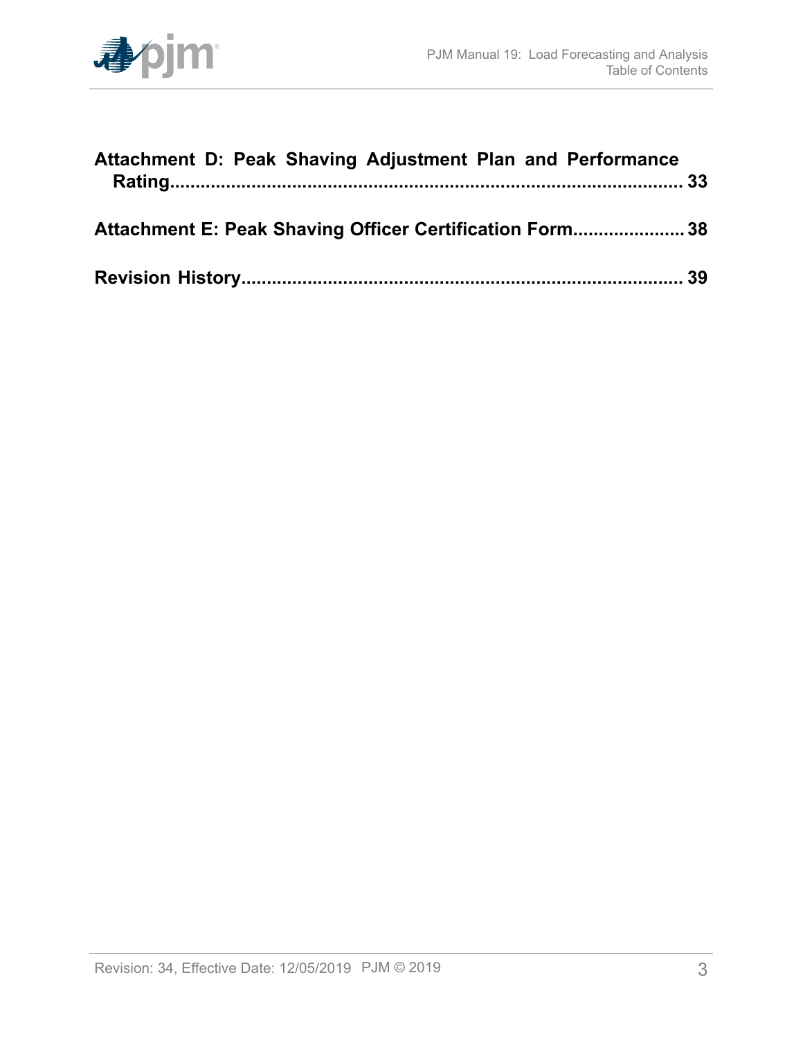**Attachment D: Peak Shaving Adjustment Plan and Performance Rating.................................................................................................. 33**

**Attachment E: Peak Shaving Officer Certification Form..................... 38**

**Revision History..................................................................................... 39**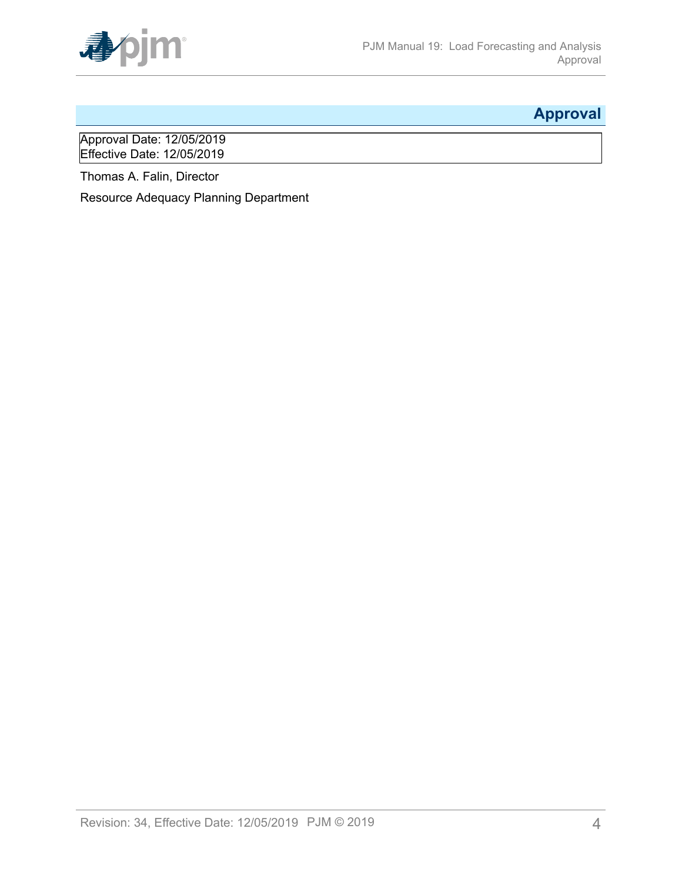# Approval

Approval Date: 12/05/2019
Effective Date: 12/05/2019

Thomas A. Falin, Director

Resource Adequacy Planning Department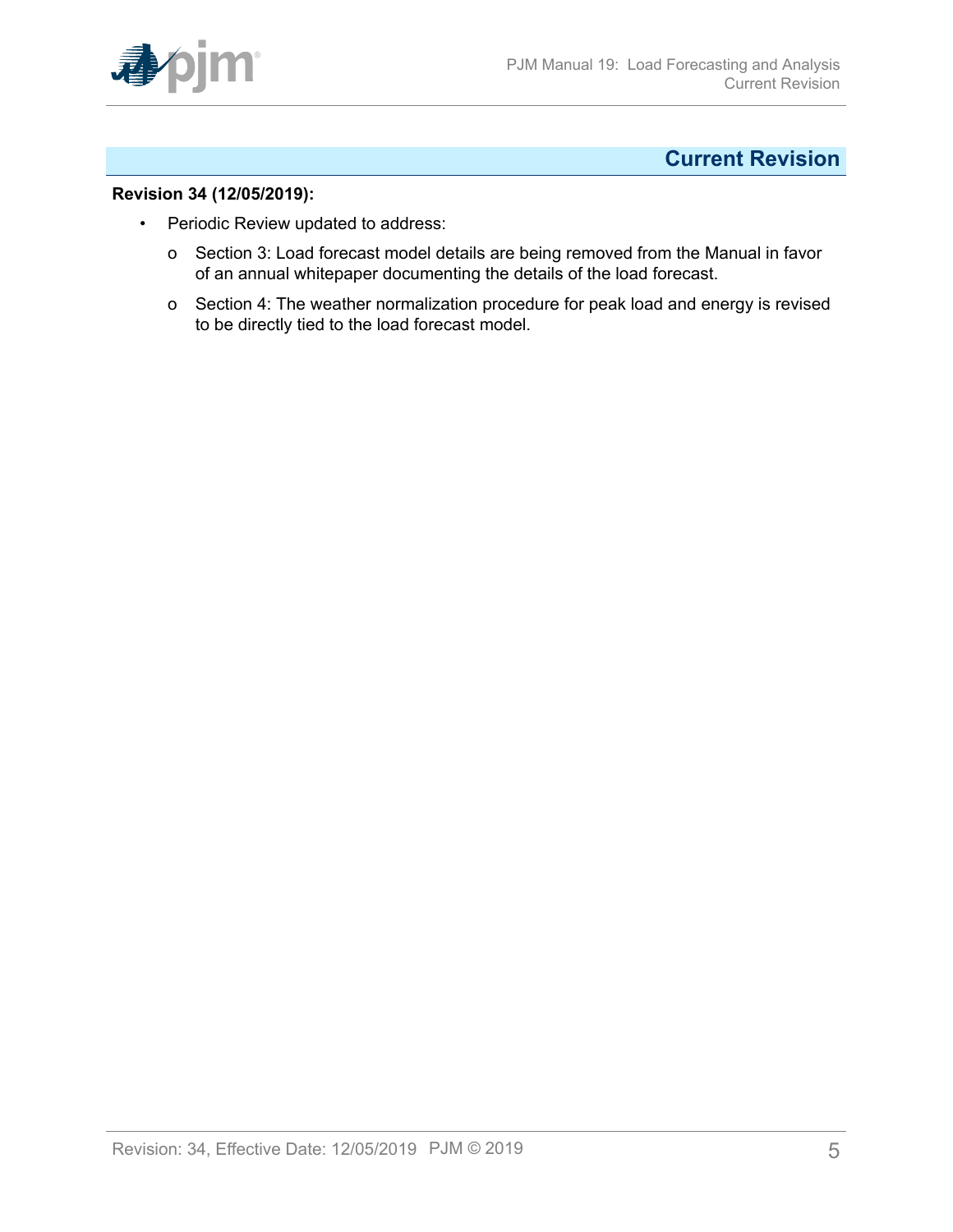# Current Revision

**Revision 34 (12/05/2019):**

- Periodic Review updated to address:
  - Section 3: Load forecast model details are being removed from the Manual in favor of an annual whitepaper documenting the details of the load forecast.
  - Section 4: The weather normalization procedure for peak load and energy is revised to be directly tied to the load forecast model.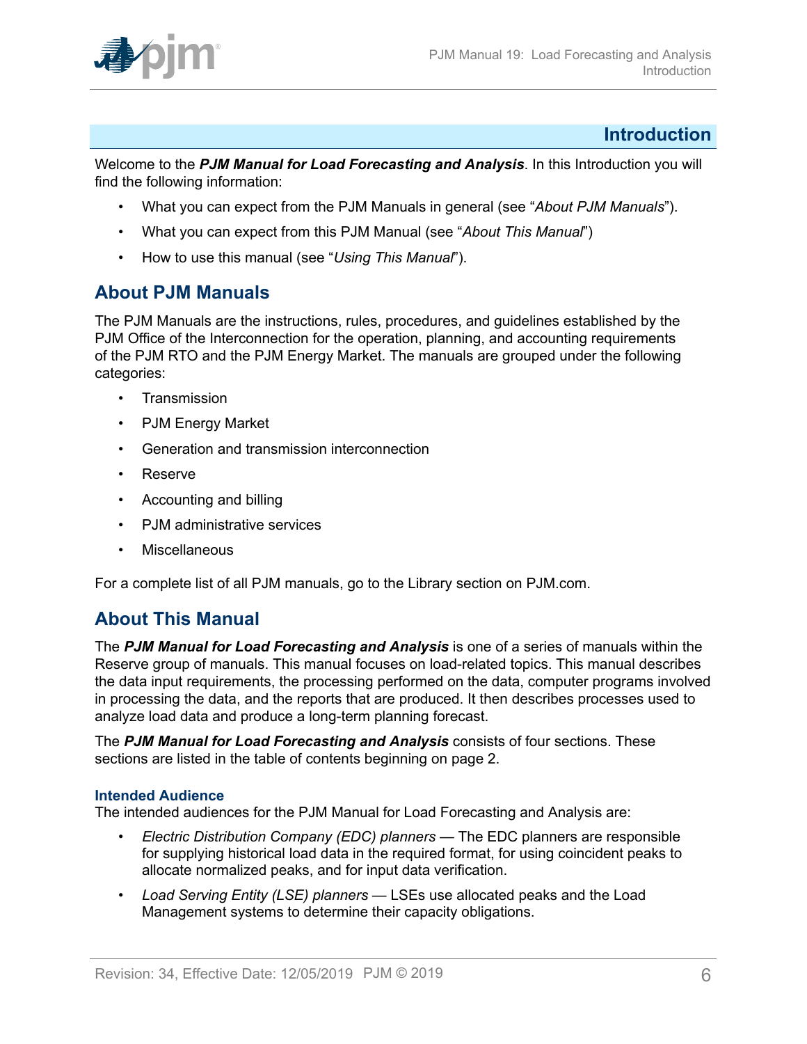# Introduction

Welcome to the ***PJM Manual for Load Forecasting and Analysis***. In this Introduction you will find the following information:

- What you can expect from the PJM Manuals in general (see "*About PJM Manuals*").
- What you can expect from this PJM Manual (see "*About This Manual*")
- How to use this manual (see "*Using This Manual*").

## About PJM Manuals

The PJM Manuals are the instructions, rules, procedures, and guidelines established by the PJM Office of the Interconnection for the operation, planning, and accounting requirements of the PJM RTO and the PJM Energy Market. The manuals are grouped under the following categories:

- Transmission
- PJM Energy Market
- Generation and transmission interconnection
- Reserve
- Accounting and billing
- PJM administrative services
- Miscellaneous

For a complete list of all PJM manuals, go to the Library section on PJM.com.

## About This Manual

The ***PJM Manual for Load Forecasting and Analysis*** is one of a series of manuals within the Reserve group of manuals. This manual focuses on load-related topics. This manual describes the data input requirements, the processing performed on the data, computer programs involved in processing the data, and the reports that are produced. It then describes processes used to analyze load data and produce a long-term planning forecast.

The ***PJM Manual for Load Forecasting and Analysis*** consists of four sections. These sections are listed in the table of contents beginning on page 2.

### Intended Audience

The intended audiences for the PJM Manual for Load Forecasting and Analysis are:

- *Electric Distribution Company (EDC) planners* — The EDC planners are responsible for supplying historical load data in the required format, for using coincident peaks to allocate normalized peaks, and for input data verification.
- *Load Serving Entity (LSE) planners* — LSEs use allocated peaks and the Load Management systems to determine their capacity obligations.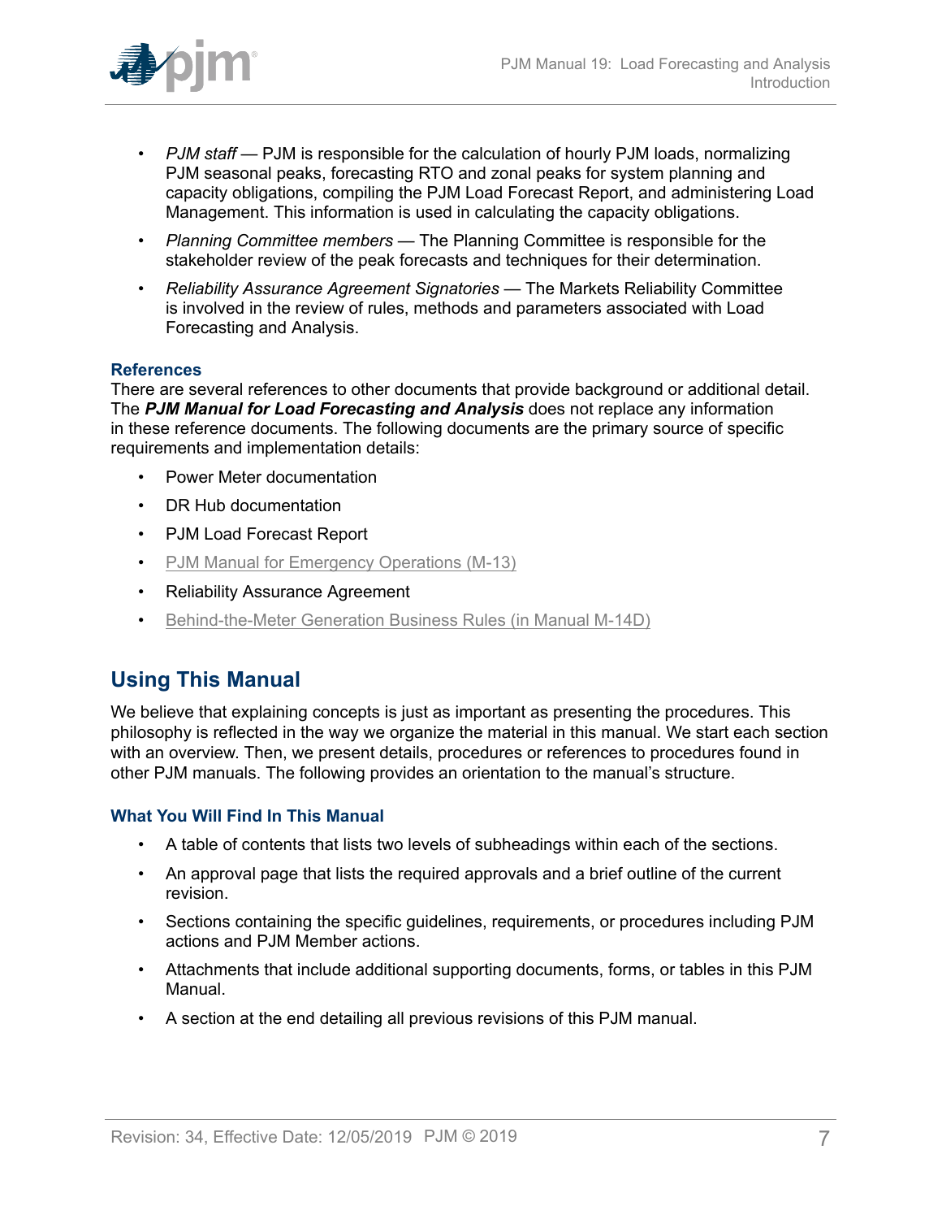- *PJM staff* — PJM is responsible for the calculation of hourly PJM loads, normalizing PJM seasonal peaks, forecasting RTO and zonal peaks for system planning and capacity obligations, compiling the PJM Load Forecast Report, and administering Load Management. This information is used in calculating the capacity obligations.
- *Planning Committee members* — The Planning Committee is responsible for the stakeholder review of the peak forecasts and techniques for their determination.
- *Reliability Assurance Agreement Signatories* — The Markets Reliability Committee is involved in the review of rules, methods and parameters associated with Load Forecasting and Analysis.

### References

There are several references to other documents that provide background or additional detail. The ***PJM Manual for Load Forecasting and Analysis*** does not replace any information in these reference documents. The following documents are the primary source of specific requirements and implementation details:

- Power Meter documentation
- DR Hub documentation
- PJM Load Forecast Report
- PJM Manual for Emergency Operations (M-13)
- Reliability Assurance Agreement
- Behind-the-Meter Generation Business Rules (in Manual M-14D)

## Using This Manual

We believe that explaining concepts is just as important as presenting the procedures. This philosophy is reflected in the way we organize the material in this manual. We start each section with an overview. Then, we present details, procedures or references to procedures found in other PJM manuals. The following provides an orientation to the manual's structure.

### What You Will Find In This Manual

- A table of contents that lists two levels of subheadings within each of the sections.
- An approval page that lists the required approvals and a brief outline of the current revision.
- Sections containing the specific guidelines, requirements, or procedures including PJM actions and PJM Member actions.
- Attachments that include additional supporting documents, forms, or tables in this PJM Manual.
- A section at the end detailing all previous revisions of this PJM manual.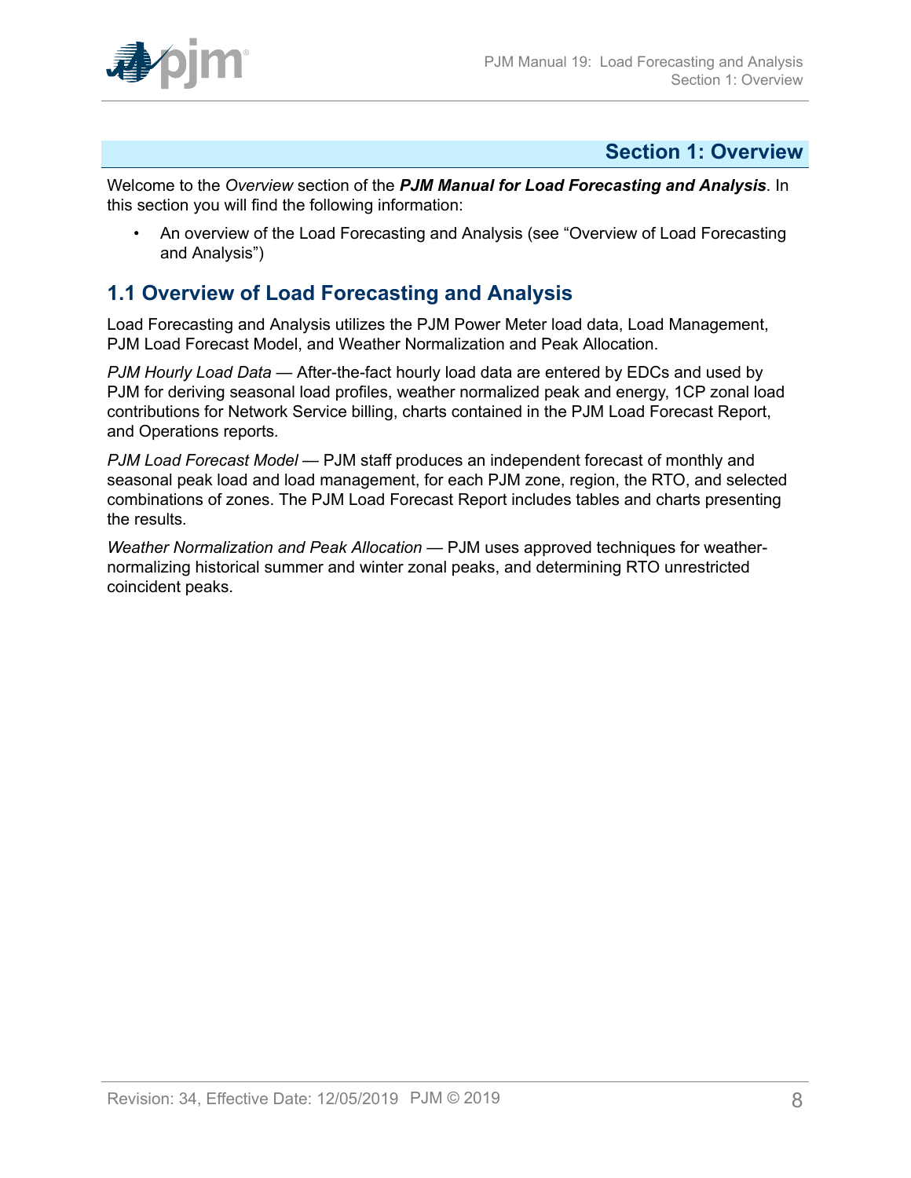# Section 1: Overview

Welcome to the *Overview* section of the ***PJM Manual for Load Forecasting and Analysis***. In this section you will find the following information:

- An overview of the Load Forecasting and Analysis (see "Overview of Load Forecasting and Analysis")

## 1.1 Overview of Load Forecasting and Analysis

Load Forecasting and Analysis utilizes the PJM Power Meter load data, Load Management, PJM Load Forecast Model, and Weather Normalization and Peak Allocation.

*PJM Hourly Load Data* — After-the-fact hourly load data are entered by EDCs and used by PJM for deriving seasonal load profiles, weather normalized peak and energy, 1CP zonal load contributions for Network Service billing, charts contained in the PJM Load Forecast Report, and Operations reports.

*PJM Load Forecast Model* — PJM staff produces an independent forecast of monthly and seasonal peak load and load management, for each PJM zone, region, the RTO, and selected combinations of zones. The PJM Load Forecast Report includes tables and charts presenting the results.

*Weather Normalization and Peak Allocation* — PJM uses approved techniques for weather-normalizing historical summer and winter zonal peaks, and determining RTO unrestricted coincident peaks.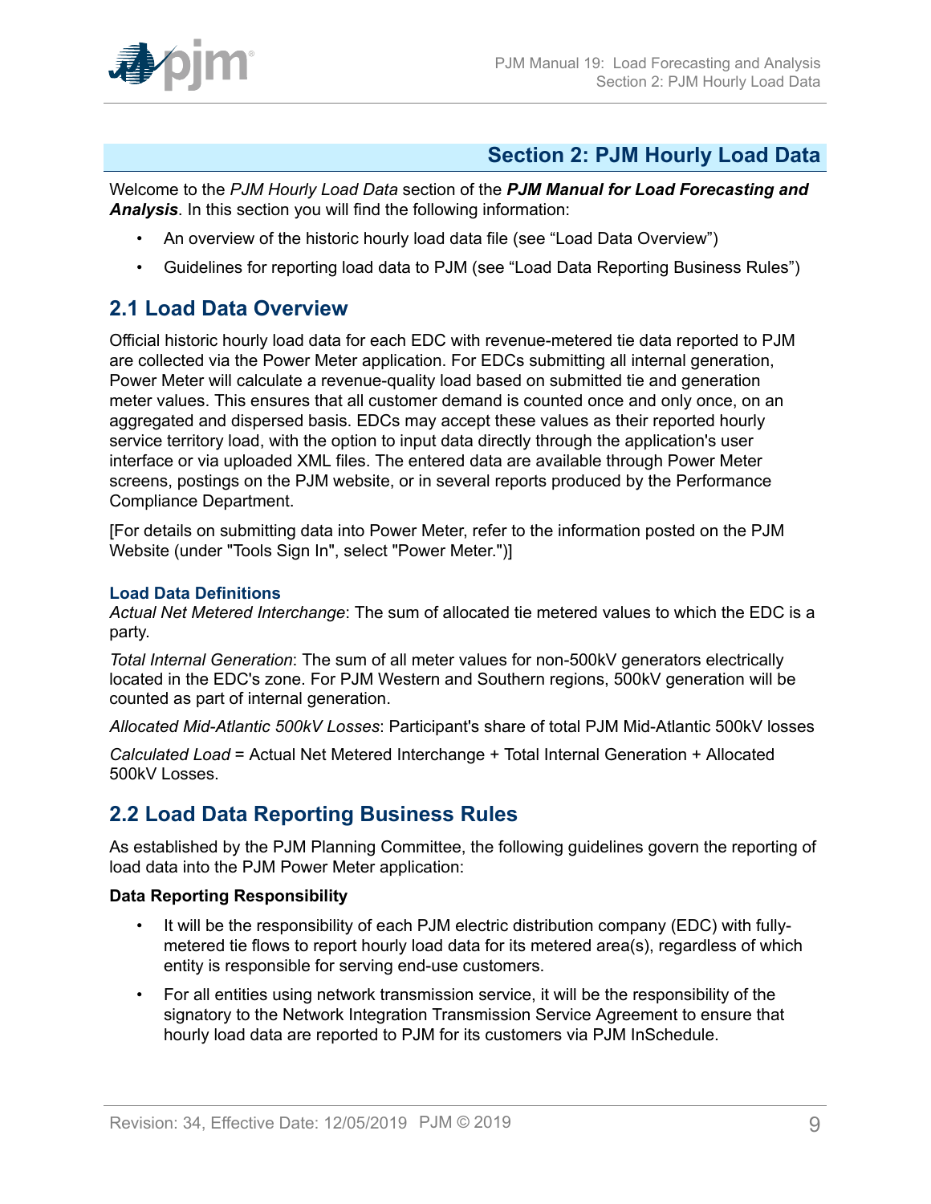# Section 2: PJM Hourly Load Data

Welcome to the *PJM Hourly Load Data* section of the ***PJM Manual for Load Forecasting and Analysis***. In this section you will find the following information:

- An overview of the historic hourly load data file (see "Load Data Overview")
- Guidelines for reporting load data to PJM (see "Load Data Reporting Business Rules")

## 2.1 Load Data Overview

Official historic hourly load data for each EDC with revenue-metered tie data reported to PJM are collected via the Power Meter application. For EDCs submitting all internal generation, Power Meter will calculate a revenue-quality load based on submitted tie and generation meter values. This ensures that all customer demand is counted once and only once, on an aggregated and dispersed basis. EDCs may accept these values as their reported hourly service territory load, with the option to input data directly through the application's user interface or via uploaded XML files. The entered data are available through Power Meter screens, postings on the PJM website, or in several reports produced by the Performance Compliance Department.

[For details on submitting data into Power Meter, refer to the information posted on the PJM Website (under "Tools Sign In", select "Power Meter.")]

### Load Data Definitions

*Actual Net Metered Interchange*: The sum of allocated tie metered values to which the EDC is a party.

*Total Internal Generation*: The sum of all meter values for non-500kV generators electrically located in the EDC's zone. For PJM Western and Southern regions, 500kV generation will be counted as part of internal generation.

*Allocated Mid-Atlantic 500kV Losses*: Participant's share of total PJM Mid-Atlantic 500kV losses

*Calculated Load* = Actual Net Metered Interchange + Total Internal Generation + Allocated 500kV Losses.

## 2.2 Load Data Reporting Business Rules

As established by the PJM Planning Committee, the following guidelines govern the reporting of load data into the PJM Power Meter application:

**Data Reporting Responsibility**

- It will be the responsibility of each PJM electric distribution company (EDC) with fully-metered tie flows to report hourly load data for its metered area(s), regardless of which entity is responsible for serving end-use customers.
- For all entities using network transmission service, it will be the responsibility of the signatory to the Network Integration Transmission Service Agreement to ensure that hourly load data are reported to PJM for its customers via PJM InSchedule.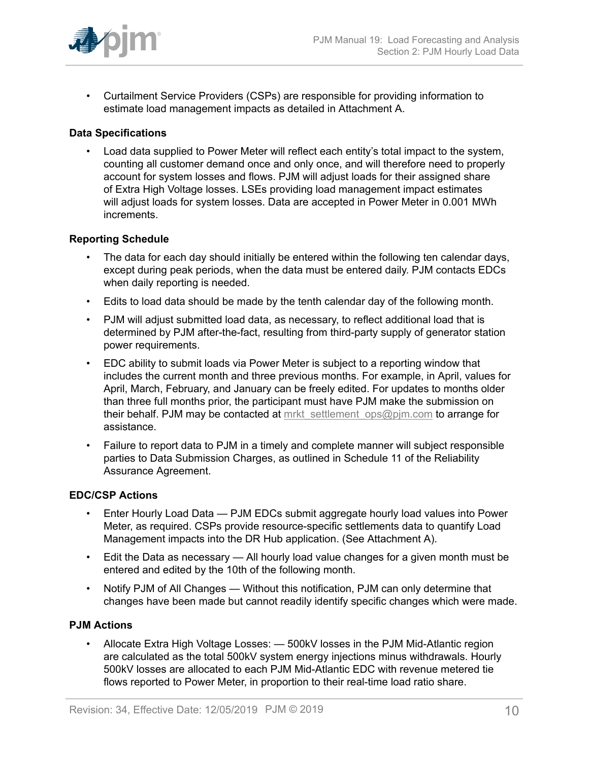- Curtailment Service Providers (CSPs) are responsible for providing information to estimate load management impacts as detailed in Attachment A.

**Data Specifications**

- Load data supplied to Power Meter will reflect each entity's total impact to the system, counting all customer demand once and only once, and will therefore need to properly account for system losses and flows. PJM will adjust loads for their assigned share of Extra High Voltage losses. LSEs providing load management impact estimates will adjust loads for system losses. Data are accepted in Power Meter in 0.001 MWh increments.

**Reporting Schedule**

- The data for each day should initially be entered within the following ten calendar days, except during peak periods, when the data must be entered daily. PJM contacts EDCs when daily reporting is needed.
- Edits to load data should be made by the tenth calendar day of the following month.
- PJM will adjust submitted load data, as necessary, to reflect additional load that is determined by PJM after-the-fact, resulting from third-party supply of generator station power requirements.
- EDC ability to submit loads via Power Meter is subject to a reporting window that includes the current month and three previous months. For example, in April, values for April, March, February, and January can be freely edited. For updates to months older than three full months prior, the participant must have PJM make the submission on their behalf. PJM may be contacted at mrkt_settlement_ops@pjm.com to arrange for assistance.
- Failure to report data to PJM in a timely and complete manner will subject responsible parties to Data Submission Charges, as outlined in Schedule 11 of the Reliability Assurance Agreement.

**EDC/CSP Actions**

- Enter Hourly Load Data — PJM EDCs submit aggregate hourly load values into Power Meter, as required. CSPs provide resource-specific settlements data to quantify Load Management impacts into the DR Hub application. (See Attachment A).
- Edit the Data as necessary — All hourly load value changes for a given month must be entered and edited by the 10th of the following month.
- Notify PJM of All Changes — Without this notification, PJM can only determine that changes have been made but cannot readily identify specific changes which were made.

**PJM Actions**

- Allocate Extra High Voltage Losses: — 500kV losses in the PJM Mid-Atlantic region are calculated as the total 500kV system energy injections minus withdrawals. Hourly 500kV losses are allocated to each PJM Mid-Atlantic EDC with revenue metered tie flows reported to Power Meter, in proportion to their real-time load ratio share.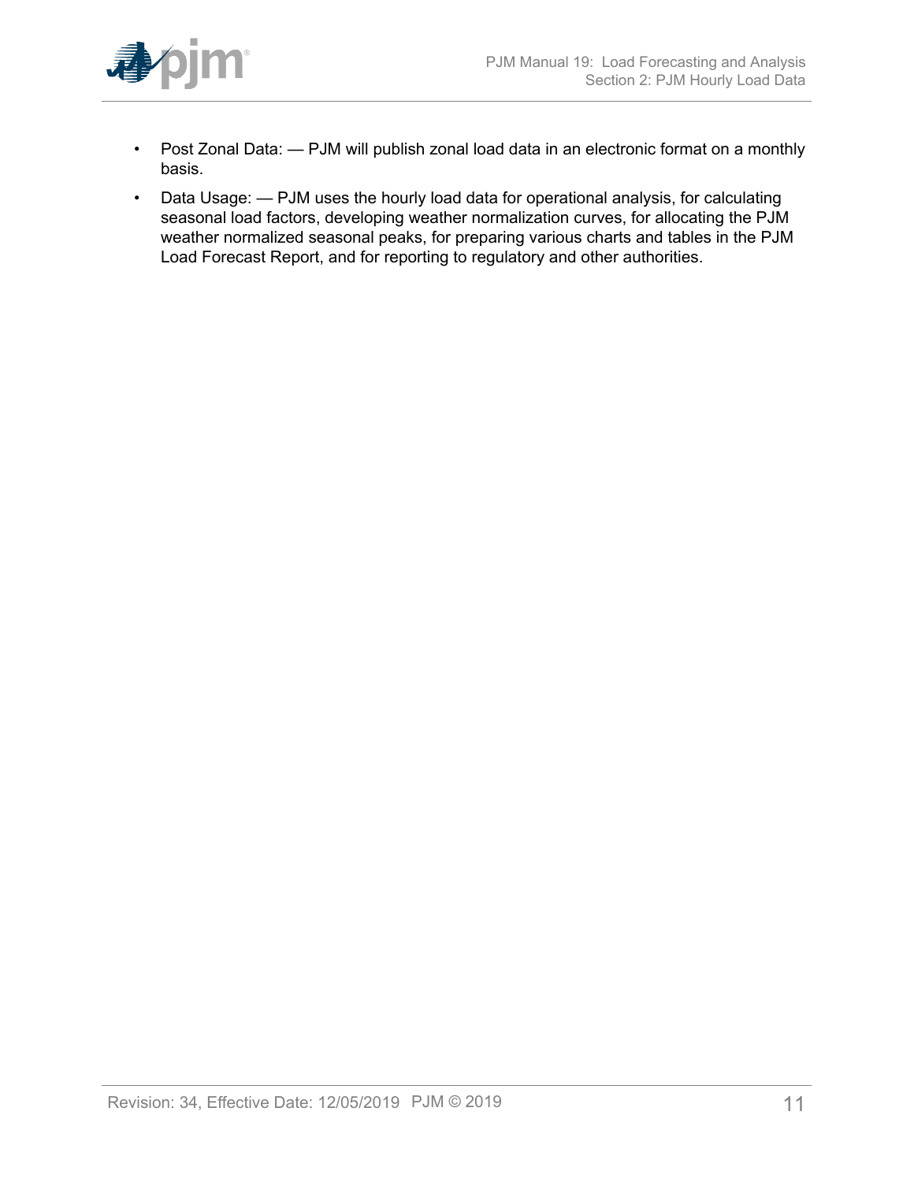- Post Zonal Data: — PJM will publish zonal load data in an electronic format on a monthly basis.
- Data Usage: — PJM uses the hourly load data for operational analysis, for calculating seasonal load factors, developing weather normalization curves, for allocating the PJM weather normalized seasonal peaks, for preparing various charts and tables in the PJM Load Forecast Report, and for reporting to regulatory and other authorities.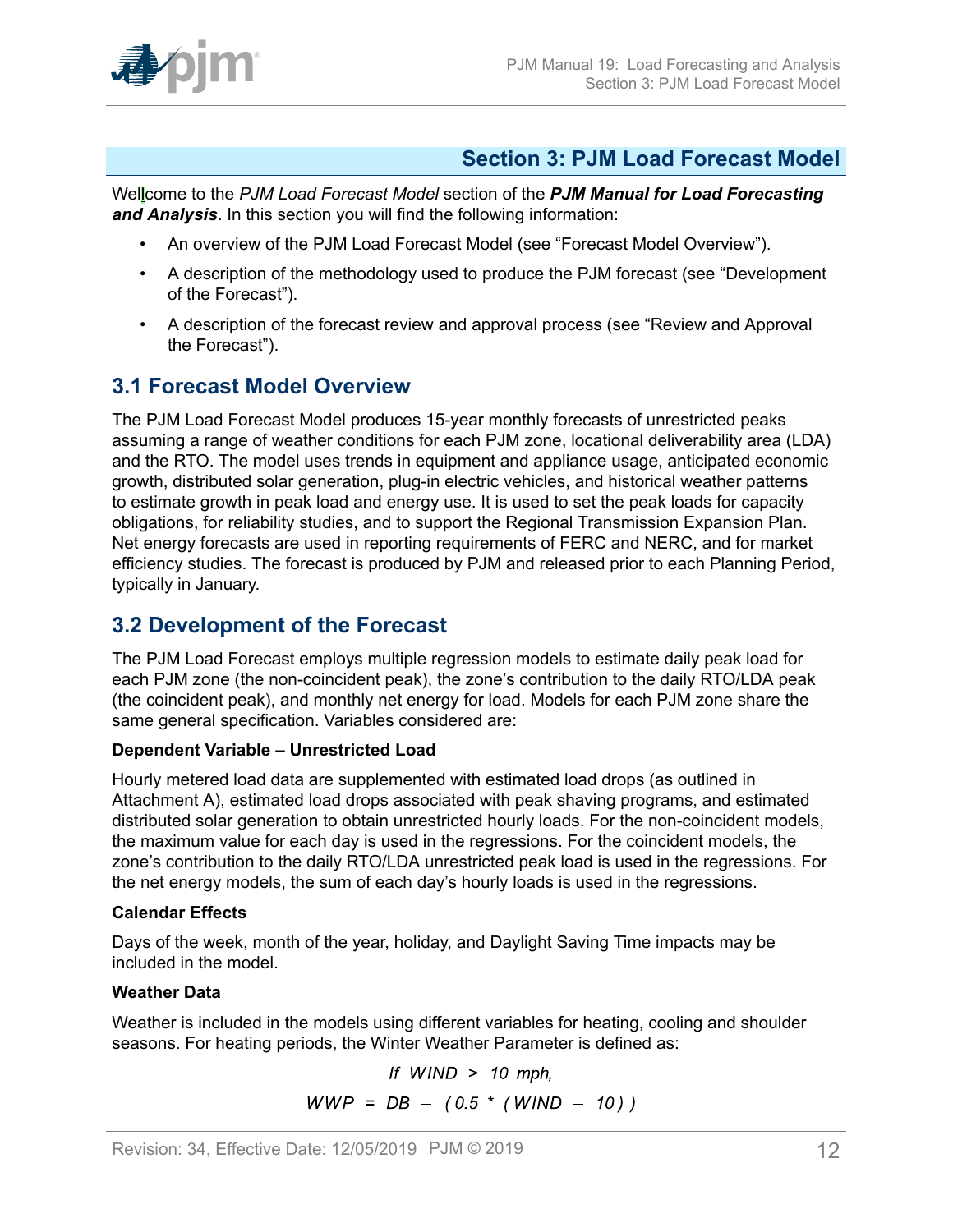# Section 3: PJM Load Forecast Model

Wellcome to the *PJM Load Forecast Model* section of the ***PJM Manual for Load Forecasting and Analysis***. In this section you will find the following information:

- An overview of the PJM Load Forecast Model (see "Forecast Model Overview").
- A description of the methodology used to produce the PJM forecast (see "Development of the Forecast").
- A description of the forecast review and approval process (see "Review and Approval the Forecast").

## 3.1 Forecast Model Overview

The PJM Load Forecast Model produces 15-year monthly forecasts of unrestricted peaks assuming a range of weather conditions for each PJM zone, locational deliverability area (LDA) and the RTO. The model uses trends in equipment and appliance usage, anticipated economic growth, distributed solar generation, plug-in electric vehicles, and historical weather patterns to estimate growth in peak load and energy use. It is used to set the peak loads for capacity obligations, for reliability studies, and to support the Regional Transmission Expansion Plan. Net energy forecasts are used in reporting requirements of FERC and NERC, and for market efficiency studies. The forecast is produced by PJM and released prior to each Planning Period, typically in January.

## 3.2 Development of the Forecast

The PJM Load Forecast employs multiple regression models to estimate daily peak load for each PJM zone (the non-coincident peak), the zone's contribution to the daily RTO/LDA peak (the coincident peak), and monthly net energy for load. Models for each PJM zone share the same general specification. Variables considered are:

**Dependent Variable – Unrestricted Load**

Hourly metered load data are supplemented with estimated load drops (as outlined in Attachment A), estimated load drops associated with peak shaving programs, and estimated distributed solar generation to obtain unrestricted hourly loads. For the non-coincident models, the maximum value for each day is used in the regressions. For the coincident models, the zone's contribution to the daily RTO/LDA unrestricted peak load is used in the regressions. For the net energy models, the sum of each day's hourly loads is used in the regressions.

**Calendar Effects**

Days of the week, month of the year, holiday, and Daylight Saving Time impacts may be included in the model.

**Weather Data**

Weather is included in the models using different variables for heating, cooling and shoulder seasons. For heating periods, the Winter Weather Parameter is defined as:

$$\text{If } WIND > 10 \text{ mph,}$$

$$WWP = DB - (0.5 * (WIND - 10))$$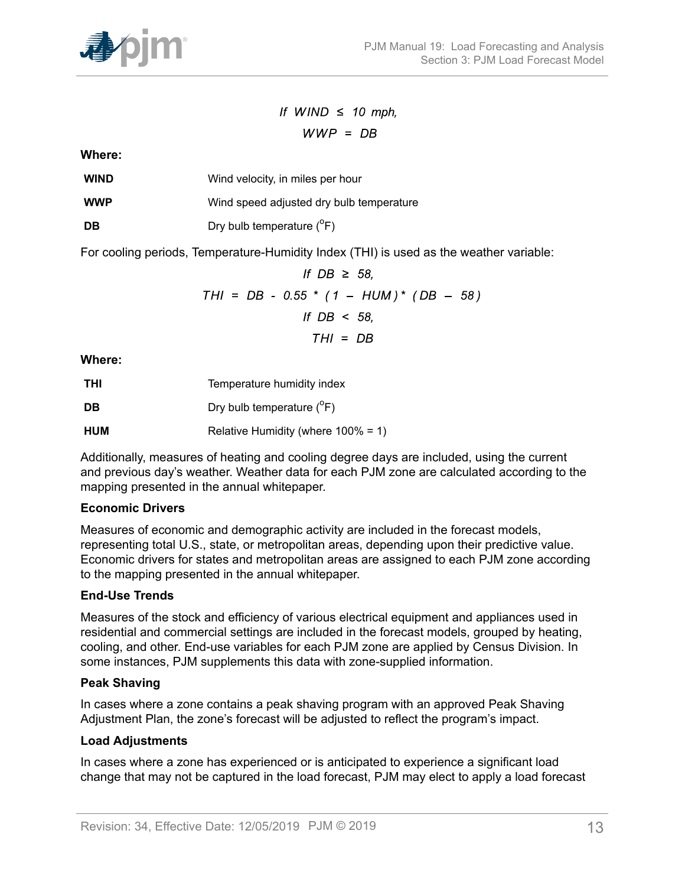$$If\ WIND \le 10\ mph,$$

$$WWP = DB$$

**Where:**

| | |
|---|---|
| **WIND** | Wind velocity, in miles per hour |
| **WWP** | Wind speed adjusted dry bulb temperature |
| **DB** | Dry bulb temperature ($^{o}$F) |

For cooling periods, Temperature-Humidity Index (THI) is used as the weather variable:

$$If\ DB \ge 58,$$

$$THI = DB - 0.55 * (1 - HUM) * (DB - 58)$$

$$If\ DB < 58,$$

$$THI = DB$$

**Where:**

| | |
|---|---|
| **THI** | Temperature humidity index |
| **DB** | Dry bulb temperature ($^{o}$F) |
| **HUM** | Relative Humidity (where 100% = 1) |

Additionally, measures of heating and cooling degree days are included, using the current and previous day's weather. Weather data for each PJM zone are calculated according to the mapping presented in the annual whitepaper.

**Economic Drivers**

Measures of economic and demographic activity are included in the forecast models, representing total U.S., state, or metropolitan areas, depending upon their predictive value. Economic drivers for states and metropolitan areas are assigned to each PJM zone according to the mapping presented in the annual whitepaper.

**End-Use Trends**

Measures of the stock and efficiency of various electrical equipment and appliances used in residential and commercial settings are included in the forecast models, grouped by heating, cooling, and other. End-use variables for each PJM zone are applied by Census Division. In some instances, PJM supplements this data with zone-supplied information.

**Peak Shaving**

In cases where a zone contains a peak shaving program with an approved Peak Shaving Adjustment Plan, the zone's forecast will be adjusted to reflect the program's impact.

**Load Adjustments**

In cases where a zone has experienced or is anticipated to experience a significant load change that may not be captured in the load forecast, PJM may elect to apply a load forecast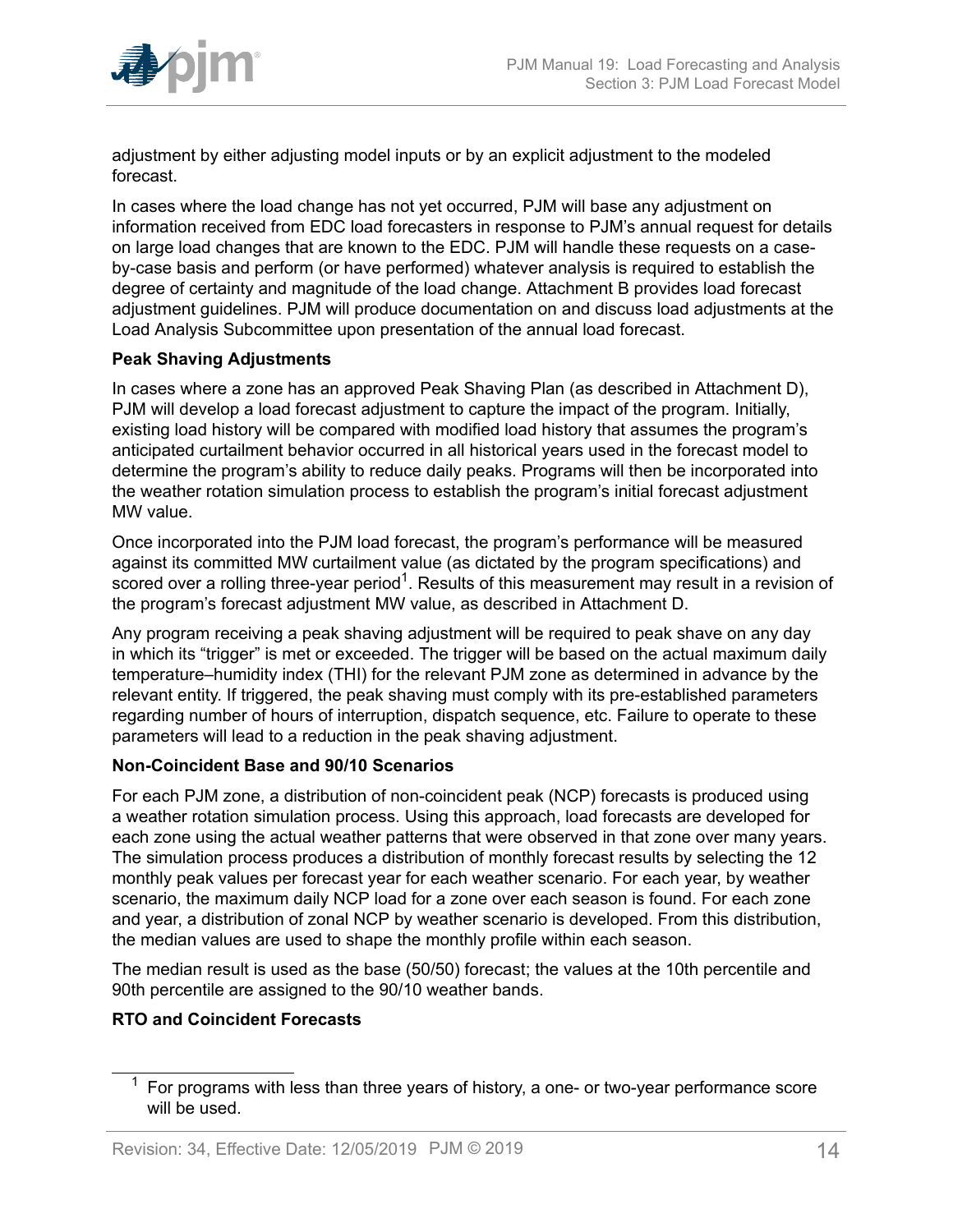adjustment by either adjusting model inputs or by an explicit adjustment to the modeled forecast.

In cases where the load change has not yet occurred, PJM will base any adjustment on information received from EDC load forecasters in response to PJM's annual request for details on large load changes that are known to the EDC. PJM will handle these requests on a case-by-case basis and perform (or have performed) whatever analysis is required to establish the degree of certainty and magnitude of the load change. Attachment B provides load forecast adjustment guidelines. PJM will produce documentation on and discuss load adjustments at the Load Analysis Subcommittee upon presentation of the annual load forecast.

**Peak Shaving Adjustments**

In cases where a zone has an approved Peak Shaving Plan (as described in Attachment D), PJM will develop a load forecast adjustment to capture the impact of the program. Initially, existing load history will be compared with modified load history that assumes the program's anticipated curtailment behavior occurred in all historical years used in the forecast model to determine the program's ability to reduce daily peaks. Programs will then be incorporated into the weather rotation simulation process to establish the program's initial forecast adjustment MW value.

Once incorporated into the PJM load forecast, the program's performance will be measured against its committed MW curtailment value (as dictated by the program specifications) and scored over a rolling three-year period[1]. Results of this measurement may result in a revision of the program's forecast adjustment MW value, as described in Attachment D.

Any program receiving a peak shaving adjustment will be required to peak shave on any day in which its "trigger" is met or exceeded. The trigger will be based on the actual maximum daily temperature–humidity index (THI) for the relevant PJM zone as determined in advance by the relevant entity. If triggered, the peak shaving must comply with its pre-established parameters regarding number of hours of interruption, dispatch sequence, etc. Failure to operate to these parameters will lead to a reduction in the peak shaving adjustment.

**Non-Coincident Base and 90/10 Scenarios**

For each PJM zone, a distribution of non-coincident peak (NCP) forecasts is produced using a weather rotation simulation process. Using this approach, load forecasts are developed for each zone using the actual weather patterns that were observed in that zone over many years. The simulation process produces a distribution of monthly forecast results by selecting the 12 monthly peak values per forecast year for each weather scenario. For each year, by weather scenario, the maximum daily NCP load for a zone over each season is found. For each zone and year, a distribution of zonal NCP by weather scenario is developed. From this distribution, the median values are used to shape the monthly profile within each season.

The median result is used as the base (50/50) forecast; the values at the 10th percentile and 90th percentile are assigned to the 90/10 weather bands.

**RTO and Coincident Forecasts**

[1] For programs with less than three years of history, a one- or two-year performance score will be used.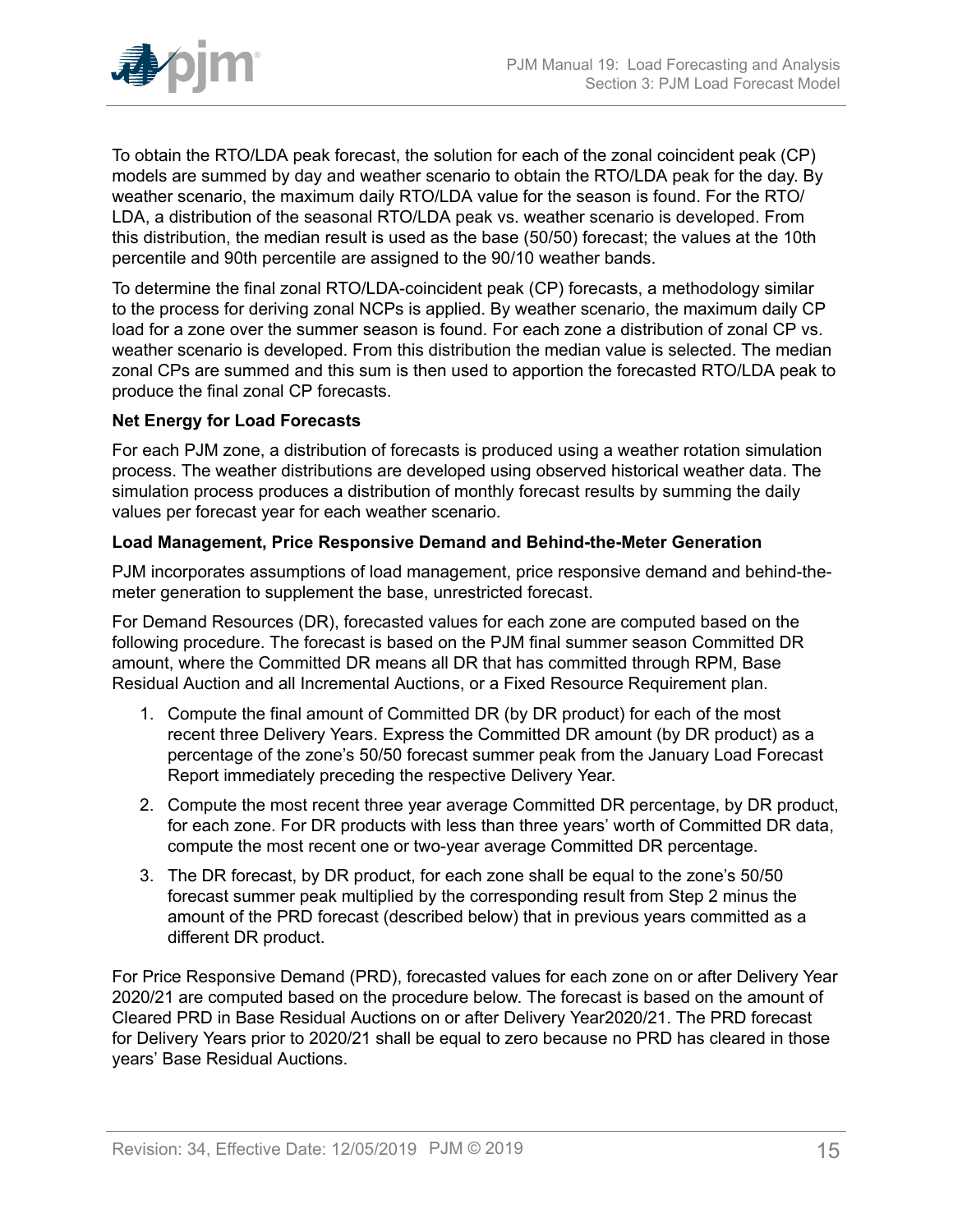To obtain the RTO/LDA peak forecast, the solution for each of the zonal coincident peak (CP) models are summed by day and weather scenario to obtain the RTO/LDA peak for the day. By weather scenario, the maximum daily RTO/LDA value for the season is found. For the RTO/LDA, a distribution of the seasonal RTO/LDA peak vs. weather scenario is developed. From this distribution, the median result is used as the base (50/50) forecast; the values at the 10th percentile and 90th percentile are assigned to the 90/10 weather bands.

To determine the final zonal RTO/LDA-coincident peak (CP) forecasts, a methodology similar to the process for deriving zonal NCPs is applied. By weather scenario, the maximum daily CP load for a zone over the summer season is found. For each zone a distribution of zonal CP vs. weather scenario is developed. From this distribution the median value is selected. The median zonal CPs are summed and this sum is then used to apportion the forecasted RTO/LDA peak to produce the final zonal CP forecasts.

**Net Energy for Load Forecasts**

For each PJM zone, a distribution of forecasts is produced using a weather rotation simulation process. The weather distributions are developed using observed historical weather data. The simulation process produces a distribution of monthly forecast results by summing the daily values per forecast year for each weather scenario.

**Load Management, Price Responsive Demand and Behind-the-Meter Generation**

PJM incorporates assumptions of load management, price responsive demand and behind-the-meter generation to supplement the base, unrestricted forecast.

For Demand Resources (DR), forecasted values for each zone are computed based on the following procedure. The forecast is based on the PJM final summer season Committed DR amount, where the Committed DR means all DR that has committed through RPM, Base Residual Auction and all Incremental Auctions, or a Fixed Resource Requirement plan.

1. Compute the final amount of Committed DR (by DR product) for each of the most recent three Delivery Years. Express the Committed DR amount (by DR product) as a percentage of the zone's 50/50 forecast summer peak from the January Load Forecast Report immediately preceding the respective Delivery Year.
2. Compute the most recent three year average Committed DR percentage, by DR product, for each zone. For DR products with less than three years' worth of Committed DR data, compute the most recent one or two-year average Committed DR percentage.
3. The DR forecast, by DR product, for each zone shall be equal to the zone's 50/50 forecast summer peak multiplied by the corresponding result from Step 2 minus the amount of the PRD forecast (described below) that in previous years committed as a different DR product.

For Price Responsive Demand (PRD), forecasted values for each zone on or after Delivery Year 2020/21 are computed based on the procedure below. The forecast is based on the amount of Cleared PRD in Base Residual Auctions on or after Delivery Year2020/21. The PRD forecast for Delivery Years prior to 2020/21 shall be equal to zero because no PRD has cleared in those years' Base Residual Auctions.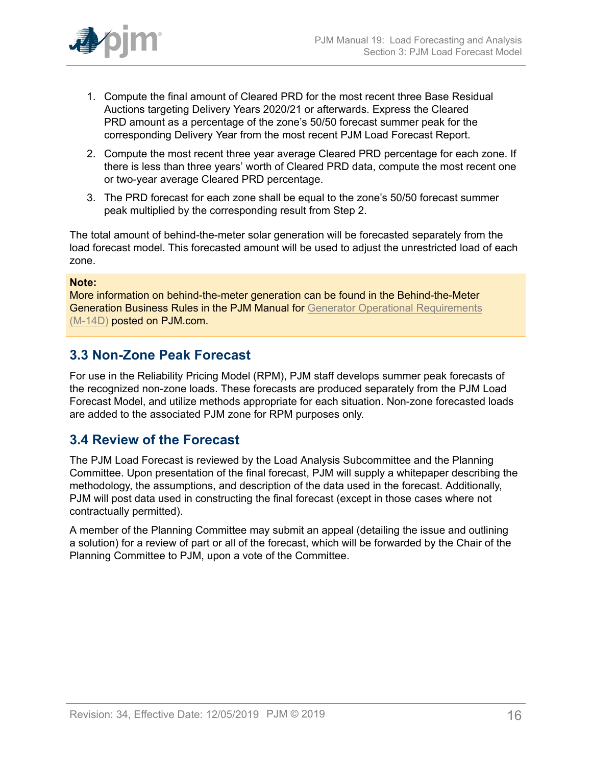1. Compute the final amount of Cleared PRD for the most recent three Base Residual Auctions targeting Delivery Years 2020/21 or afterwards. Express the Cleared PRD amount as a percentage of the zone's 50/50 forecast summer peak for the corresponding Delivery Year from the most recent PJM Load Forecast Report.

2. Compute the most recent three year average Cleared PRD percentage for each zone. If there is less than three years' worth of Cleared PRD data, compute the most recent one or two-year average Cleared PRD percentage.

3. The PRD forecast for each zone shall be equal to the zone's 50/50 forecast summer peak multiplied by the corresponding result from Step 2.

The total amount of behind-the-meter solar generation will be forecasted separately from the load forecast model. This forecasted amount will be used to adjust the unrestricted load of each zone.

> **Note:**
> More information on behind-the-meter generation can be found in the Behind-the-Meter Generation Business Rules in the PJM Manual for Generator Operational Requirements (M-14D) posted on PJM.com.

## 3.3 Non-Zone Peak Forecast

For use in the Reliability Pricing Model (RPM), PJM staff develops summer peak forecasts of the recognized non-zone loads. These forecasts are produced separately from the PJM Load Forecast Model, and utilize methods appropriate for each situation. Non-zone forecasted loads are added to the associated PJM zone for RPM purposes only.

## 3.4 Review of the Forecast

The PJM Load Forecast is reviewed by the Load Analysis Subcommittee and the Planning Committee. Upon presentation of the final forecast, PJM will supply a whitepaper describing the methodology, the assumptions, and description of the data used in the forecast. Additionally, PJM will post data used in constructing the final forecast (except in those cases where not contractually permitted).

A member of the Planning Committee may submit an appeal (detailing the issue and outlining a solution) for a review of part or all of the forecast, which will be forwarded by the Chair of the Planning Committee to PJM, upon a vote of the Committee.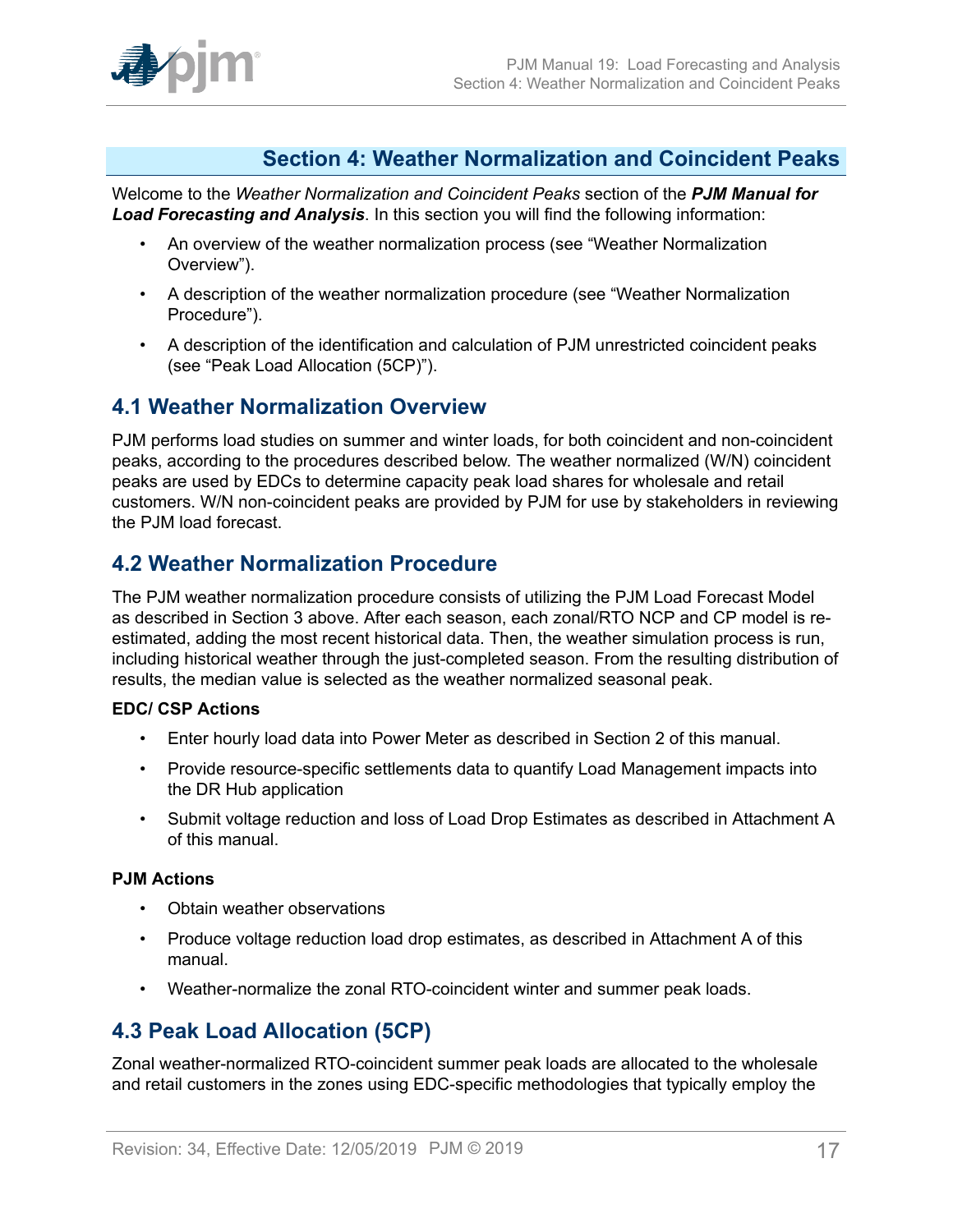# Section 4: Weather Normalization and Coincident Peaks

Welcome to the *Weather Normalization and Coincident Peaks* section of the ***PJM Manual for Load Forecasting and Analysis***. In this section you will find the following information:

- An overview of the weather normalization process (see "Weather Normalization Overview").
- A description of the weather normalization procedure (see "Weather Normalization Procedure").
- A description of the identification and calculation of PJM unrestricted coincident peaks (see "Peak Load Allocation (5CP)").

## 4.1 Weather Normalization Overview

PJM performs load studies on summer and winter loads, for both coincident and non-coincident peaks, according to the procedures described below. The weather normalized (W/N) coincident peaks are used by EDCs to determine capacity peak load shares for wholesale and retail customers. W/N non-coincident peaks are provided by PJM for use by stakeholders in reviewing the PJM load forecast.

## 4.2 Weather Normalization Procedure

The PJM weather normalization procedure consists of utilizing the PJM Load Forecast Model as described in Section 3 above. After each season, each zonal/RTO NCP and CP model is re-estimated, adding the most recent historical data. Then, the weather simulation process is run, including historical weather through the just-completed season. From the resulting distribution of results, the median value is selected as the weather normalized seasonal peak.

**EDC/ CSP Actions**

- Enter hourly load data into Power Meter as described in Section 2 of this manual.
- Provide resource-specific settlements data to quantify Load Management impacts into the DR Hub application
- Submit voltage reduction and loss of Load Drop Estimates as described in Attachment A of this manual.

**PJM Actions**

- Obtain weather observations
- Produce voltage reduction load drop estimates, as described in Attachment A of this manual.
- Weather-normalize the zonal RTO-coincident winter and summer peak loads.

## 4.3 Peak Load Allocation (5CP)

Zonal weather-normalized RTO-coincident summer peak loads are allocated to the wholesale and retail customers in the zones using EDC-specific methodologies that typically employ the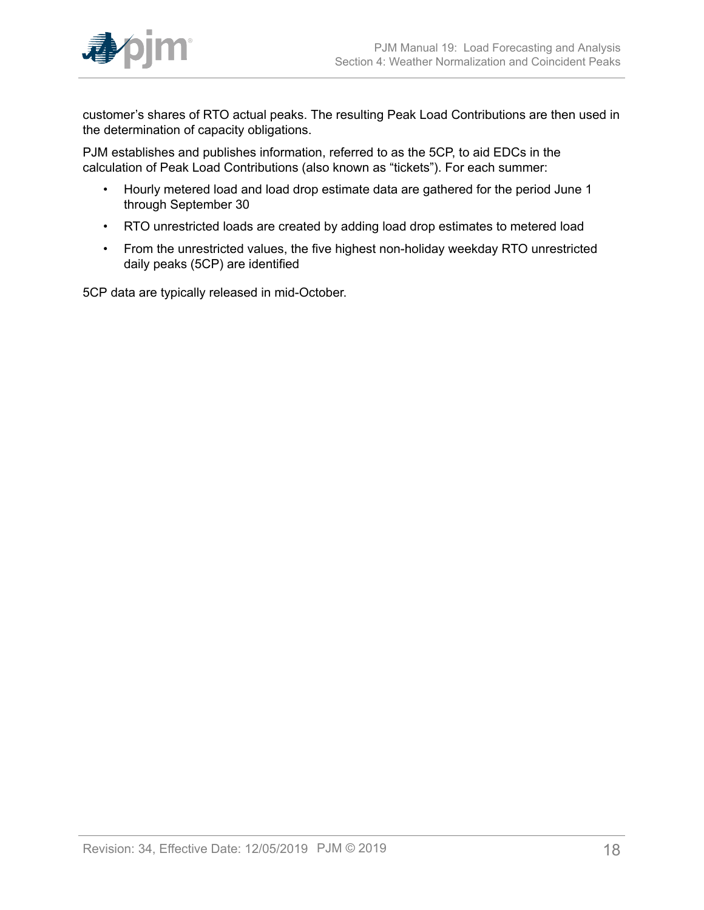customer's shares of RTO actual peaks. The resulting Peak Load Contributions are then used in the determination of capacity obligations.

PJM establishes and publishes information, referred to as the 5CP, to aid EDCs in the calculation of Peak Load Contributions (also known as "tickets"). For each summer:

- Hourly metered load and load drop estimate data are gathered for the period June 1 through September 30
- RTO unrestricted loads are created by adding load drop estimates to metered load
- From the unrestricted values, the five highest non-holiday weekday RTO unrestricted daily peaks (5CP) are identified

5CP data are typically released in mid-October.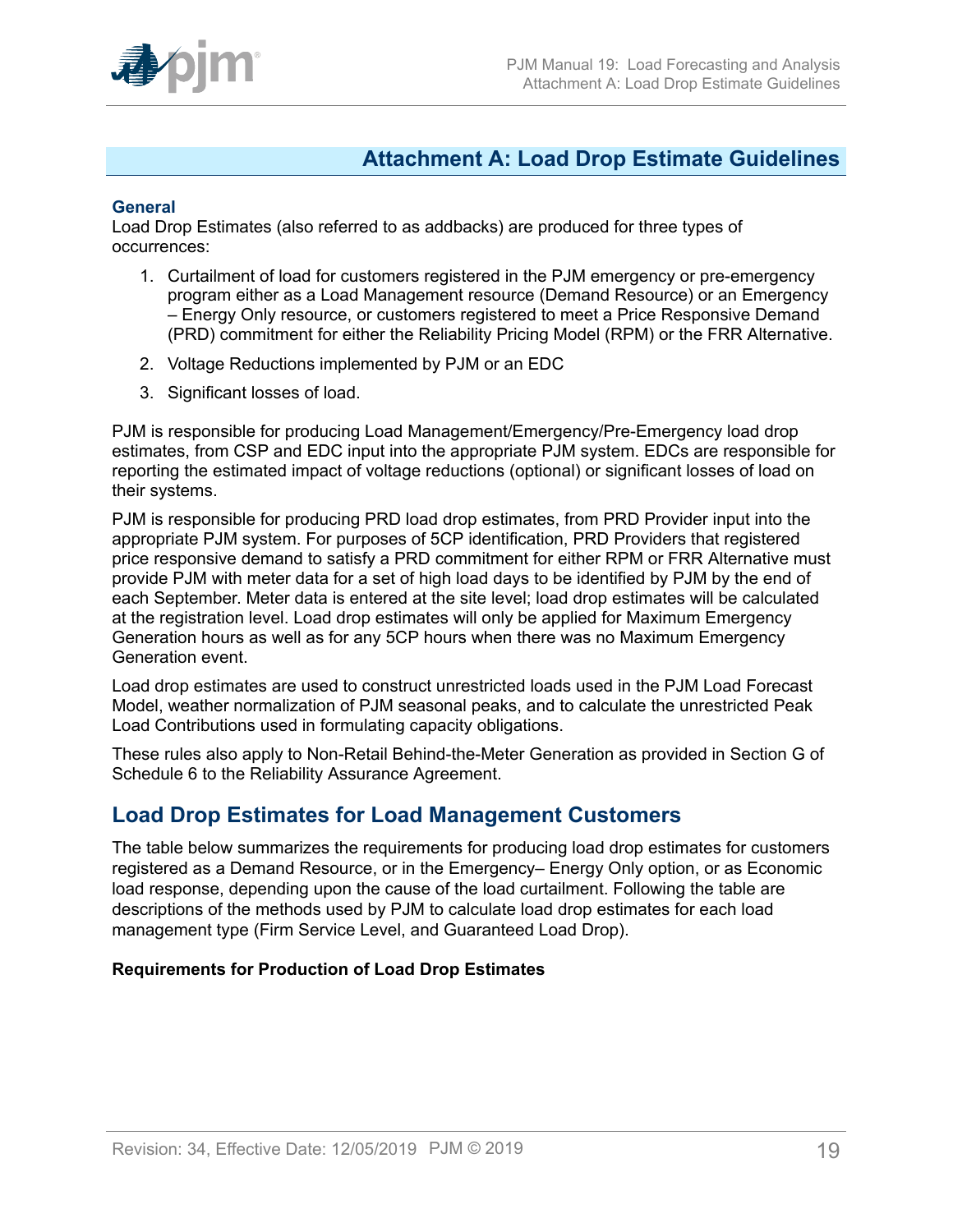# Attachment A: Load Drop Estimate Guidelines

### General

Load Drop Estimates (also referred to as addbacks) are produced for three types of occurrences:

1. Curtailment of load for customers registered in the PJM emergency or pre-emergency program either as a Load Management resource (Demand Resource) or an Emergency – Energy Only resource, or customers registered to meet a Price Responsive Demand (PRD) commitment for either the Reliability Pricing Model (RPM) or the FRR Alternative.
2. Voltage Reductions implemented by PJM or an EDC
3. Significant losses of load.

PJM is responsible for producing Load Management/Emergency/Pre-Emergency load drop estimates, from CSP and EDC input into the appropriate PJM system. EDCs are responsible for reporting the estimated impact of voltage reductions (optional) or significant losses of load on their systems.

PJM is responsible for producing PRD load drop estimates, from PRD Provider input into the appropriate PJM system. For purposes of 5CP identification, PRD Providers that registered price responsive demand to satisfy a PRD commitment for either RPM or FRR Alternative must provide PJM with meter data for a set of high load days to be identified by PJM by the end of each September. Meter data is entered at the site level; load drop estimates will be calculated at the registration level. Load drop estimates will only be applied for Maximum Emergency Generation hours as well as for any 5CP hours when there was no Maximum Emergency Generation event.

Load drop estimates are used to construct unrestricted loads used in the PJM Load Forecast Model, weather normalization of PJM seasonal peaks, and to calculate the unrestricted Peak Load Contributions used in formulating capacity obligations.

These rules also apply to Non-Retail Behind-the-Meter Generation as provided in Section G of Schedule 6 to the Reliability Assurance Agreement.

## Load Drop Estimates for Load Management Customers

The table below summarizes the requirements for producing load drop estimates for customers registered as a Demand Resource, or in the Emergency– Energy Only option, or as Economic load response, depending upon the cause of the load curtailment. Following the table are descriptions of the methods used by PJM to calculate load drop estimates for each load management type (Firm Service Level, and Guaranteed Load Drop).

**Requirements for Production of Load Drop Estimates**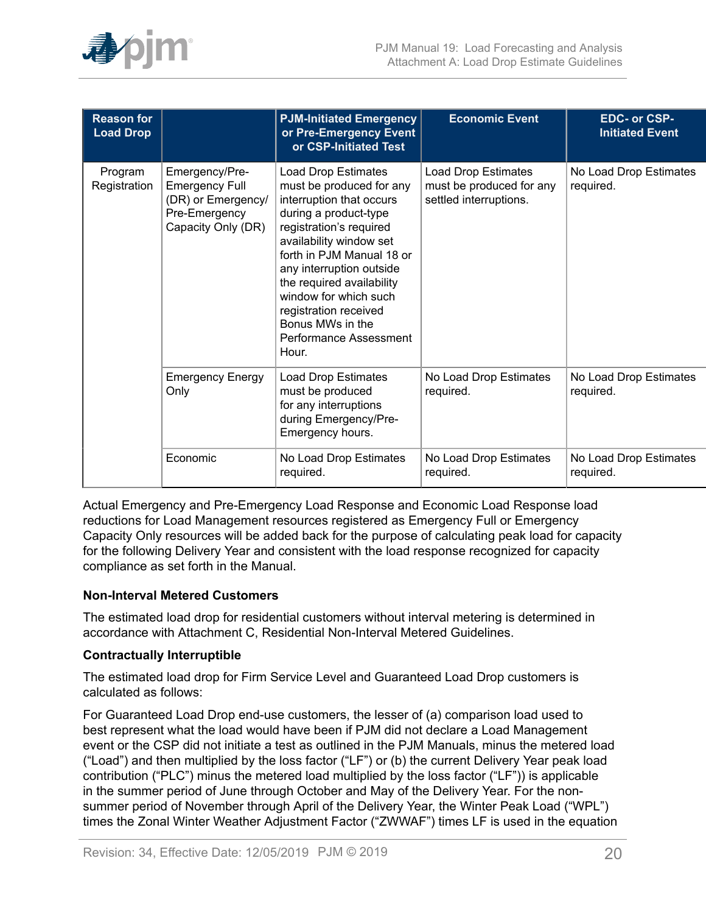| Reason for Load Drop | | PJM-Initiated Emergency or Pre-Emergency Event or CSP-Initiated Test | Economic Event | EDC- or CSP-Initiated Event |
|---|---|---|---|---|
| Program Registration | Emergency/Pre-Emergency Full (DR) or Emergency/ Pre-Emergency Capacity Only (DR) | Load Drop Estimates must be produced for any interruption that occurs during a product-type registration's required availability window set forth in PJM Manual 18 or any interruption outside the required availability window for which such registration received Bonus MWs in the Performance Assessment Hour. | Load Drop Estimates must be produced for any settled interruptions. | No Load Drop Estimates required. |
| | Emergency Energy Only | Load Drop Estimates must be produced for any interruptions during Emergency/Pre-Emergency hours. | No Load Drop Estimates required. | No Load Drop Estimates required. |
| | Economic | No Load Drop Estimates required. | No Load Drop Estimates required. | No Load Drop Estimates required. |

Actual Emergency and Pre-Emergency Load Response and Economic Load Response load reductions for Load Management resources registered as Emergency Full or Emergency Capacity Only resources will be added back for the purpose of calculating peak load for capacity for the following Delivery Year and consistent with the load response recognized for capacity compliance as set forth in the Manual.

**Non-Interval Metered Customers**

The estimated load drop for residential customers without interval metering is determined in accordance with Attachment C, Residential Non-Interval Metered Guidelines.

**Contractually Interruptible**

The estimated load drop for Firm Service Level and Guaranteed Load Drop customers is calculated as follows:

For Guaranteed Load Drop end-use customers, the lesser of (a) comparison load used to best represent what the load would have been if PJM did not declare a Load Management event or the CSP did not initiate a test as outlined in the PJM Manuals, minus the metered load ("Load") and then multiplied by the loss factor ("LF") or (b) the current Delivery Year peak load contribution ("PLC") minus the metered load multiplied by the loss factor ("LF")) is applicable in the summer period of June through October and May of the Delivery Year. For the non-summer period of November through April of the Delivery Year, the Winter Peak Load ("WPL") times the Zonal Winter Weather Adjustment Factor ("ZWWAF") times LF is used in the equation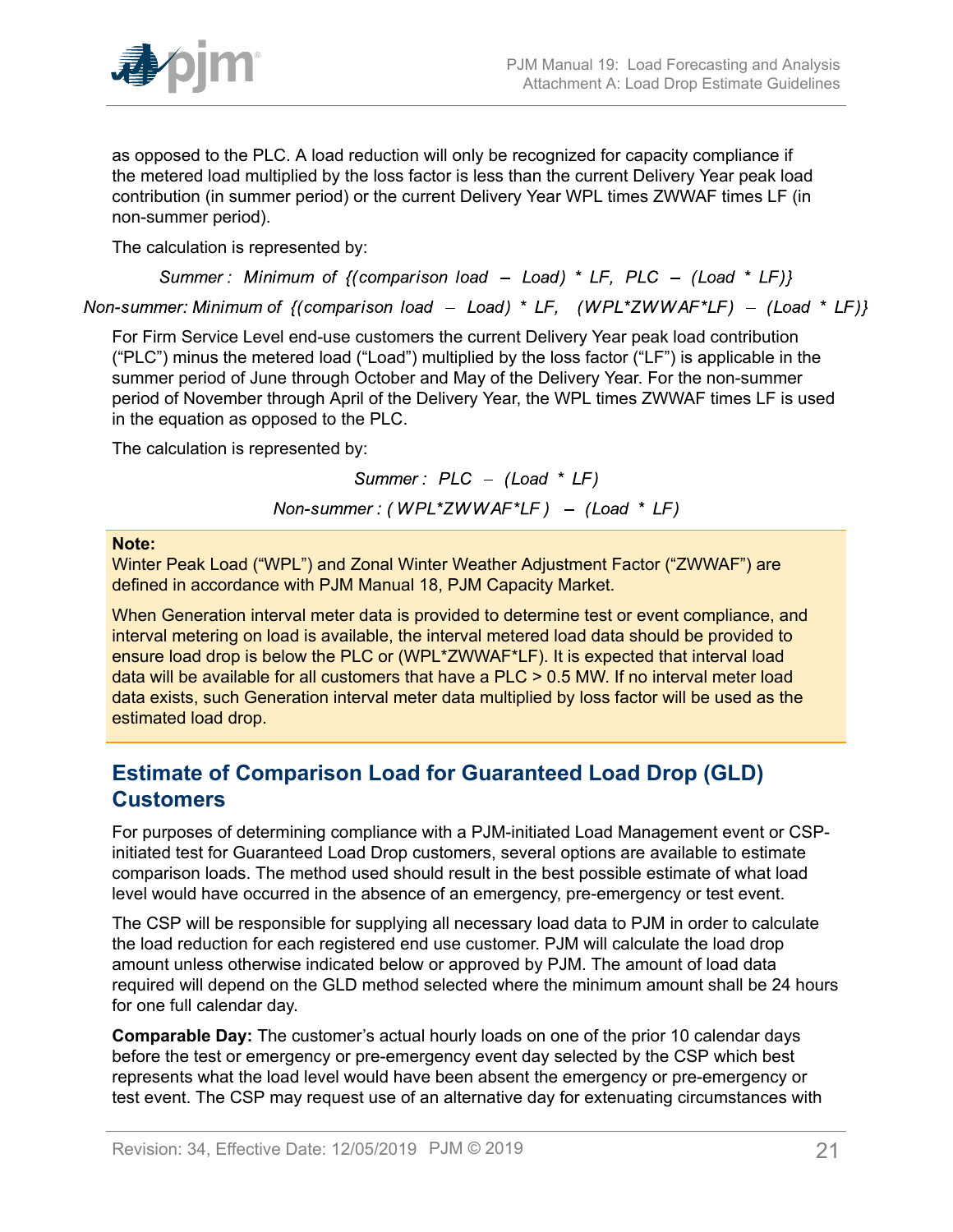as opposed to the PLC. A load reduction will only be recognized for capacity compliance if the metered load multiplied by the loss factor is less than the current Delivery Year peak load contribution (in summer period) or the current Delivery Year WPL times ZWWAF times LF (in non-summer period).

The calculation is represented by:

$$\text{Summer: Minimum of } \{(\text{comparison load} - \text{Load}) * LF,\ PLC - (\text{Load} * LF)\}$$

$$\text{Non-summer: Minimum of } \{(\text{comparison load} - \text{Load}) * LF,\ (WPL*ZWWAF*LF) - (\text{Load} * LF)\}$$

For Firm Service Level end-use customers the current Delivery Year peak load contribution ("PLC") minus the metered load ("Load") multiplied by the loss factor ("LF") is applicable in the summer period of June through October and May of the Delivery Year. For the non-summer period of November through April of the Delivery Year, the WPL times ZWWAF times LF is used in the equation as opposed to the PLC.

The calculation is represented by:

$$\text{Summer: } PLC - (\text{Load} * LF)$$

$$\text{Non-summer: } (WPL*ZWWAF*LF) - (\text{Load} * LF)$$

**Note:**

Winter Peak Load ("WPL") and Zonal Winter Weather Adjustment Factor ("ZWWAF") are defined in accordance with PJM Manual 18, PJM Capacity Market.

When Generation interval meter data is provided to determine test or event compliance, and interval metering on load is available, the interval metered load data should be provided to ensure load drop is below the PLC or (WPL*ZWWAF*LF). It is expected that interval load data will be available for all customers that have a PLC > 0.5 MW. If no interval meter load data exists, such Generation interval meter data multiplied by loss factor will be used as the estimated load drop.

## Estimate of Comparison Load for Guaranteed Load Drop (GLD) Customers

For purposes of determining compliance with a PJM-initiated Load Management event or CSP-initiated test for Guaranteed Load Drop customers, several options are available to estimate comparison loads. The method used should result in the best possible estimate of what load level would have occurred in the absence of an emergency, pre-emergency or test event.

The CSP will be responsible for supplying all necessary load data to PJM in order to calculate the load reduction for each registered end use customer. PJM will calculate the load drop amount unless otherwise indicated below or approved by PJM. The amount of load data required will depend on the GLD method selected where the minimum amount shall be 24 hours for one full calendar day.

**Comparable Day:** The customer's actual hourly loads on one of the prior 10 calendar days before the test or emergency or pre-emergency event day selected by the CSP which best represents what the load level would have been absent the emergency or pre-emergency or test event. The CSP may request use of an alternative day for extenuating circumstances with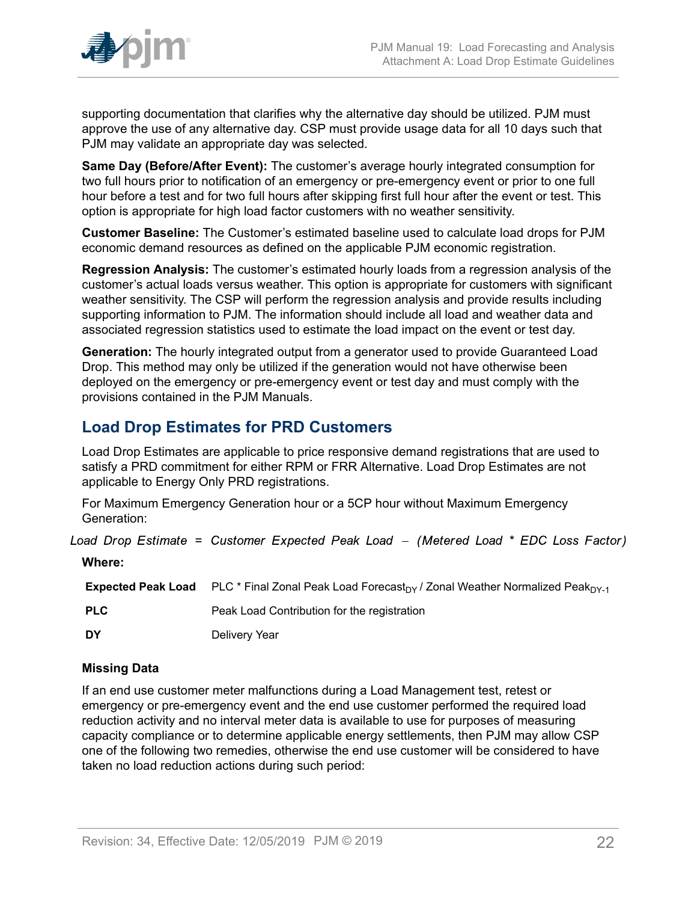supporting documentation that clarifies why the alternative day should be utilized. PJM must approve the use of any alternative day. CSP must provide usage data for all 10 days such that PJM may validate an appropriate day was selected.

**Same Day (Before/After Event):** The customer's average hourly integrated consumption for two full hours prior to notification of an emergency or pre-emergency event or prior to one full hour before a test and for two full hours after skipping first full hour after the event or test. This option is appropriate for high load factor customers with no weather sensitivity.

**Customer Baseline:** The Customer's estimated baseline used to calculate load drops for PJM economic demand resources as defined on the applicable PJM economic registration.

**Regression Analysis:** The customer's estimated hourly loads from a regression analysis of the customer's actual loads versus weather. This option is appropriate for customers with significant weather sensitivity. The CSP will perform the regression analysis and provide results including supporting information to PJM. The information should include all load and weather data and associated regression statistics used to estimate the load impact on the event or test day.

**Generation:** The hourly integrated output from a generator used to provide Guaranteed Load Drop. This method may only be utilized if the generation would not have otherwise been deployed on the emergency or pre-emergency event or test day and must comply with the provisions contained in the PJM Manuals.

## Load Drop Estimates for PRD Customers

Load Drop Estimates are applicable to price responsive demand registrations that are used to satisfy a PRD commitment for either RPM or FRR Alternative. Load Drop Estimates are not applicable to Energy Only PRD registrations.

For Maximum Emergency Generation hour or a 5CP hour without Maximum Emergency Generation:

$$Load\ Drop\ Estimate = Customer\ Expected\ Peak\ Load - (Metered\ Load * EDC\ Loss\ Factor)$$

**Where:**

| | |
|---|---|
| **Expected Peak Load** | PLC * Final Zonal Peak Load Forecast$_{DY}$ / Zonal Weather Normalized Peak$_{DY-1}$ |
| **PLC** | Peak Load Contribution for the registration |
| **DY** | Delivery Year |

### Missing Data

If an end use customer meter malfunctions during a Load Management test, retest or emergency or pre-emergency event and the end use customer performed the required load reduction activity and no interval meter data is available to use for purposes of measuring capacity compliance or to determine applicable energy settlements, then PJM may allow CSP one of the following two remedies, otherwise the end use customer will be considered to have taken no load reduction actions during such period: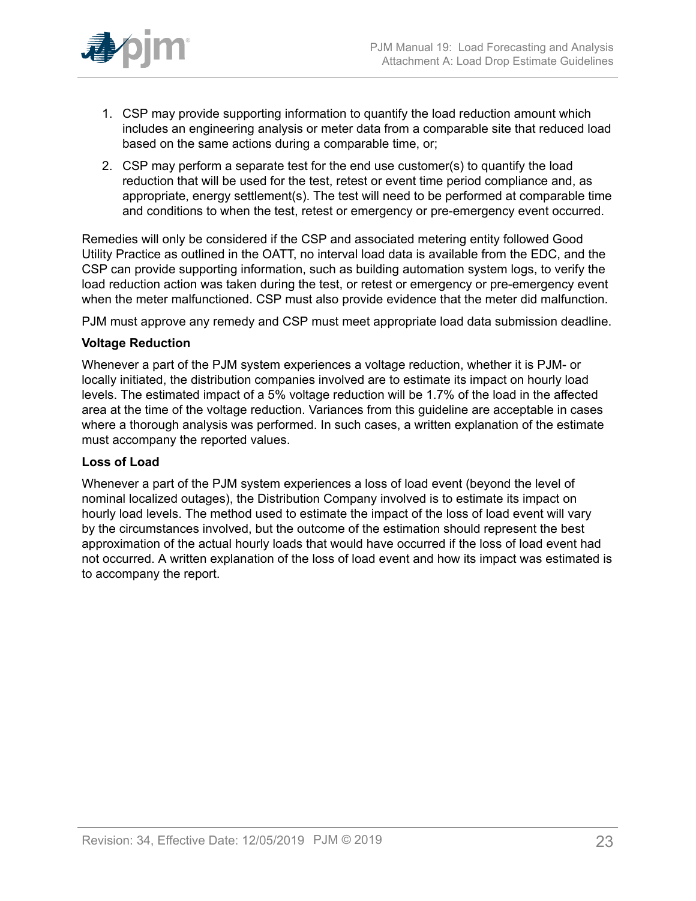1. CSP may provide supporting information to quantify the load reduction amount which includes an engineering analysis or meter data from a comparable site that reduced load based on the same actions during a comparable time, or;
2. CSP may perform a separate test for the end use customer(s) to quantify the load reduction that will be used for the test, retest or event time period compliance and, as appropriate, energy settlement(s). The test will need to be performed at comparable time and conditions to when the test, retest or emergency or pre-emergency event occurred.

Remedies will only be considered if the CSP and associated metering entity followed Good Utility Practice as outlined in the OATT, no interval load data is available from the EDC, and the CSP can provide supporting information, such as building automation system logs, to verify the load reduction action was taken during the test, or retest or emergency or pre-emergency event when the meter malfunctioned. CSP must also provide evidence that the meter did malfunction.

PJM must approve any remedy and CSP must meet appropriate load data submission deadline.

**Voltage Reduction**

Whenever a part of the PJM system experiences a voltage reduction, whether it is PJM- or locally initiated, the distribution companies involved are to estimate its impact on hourly load levels. The estimated impact of a 5% voltage reduction will be 1.7% of the load in the affected area at the time of the voltage reduction. Variances from this guideline are acceptable in cases where a thorough analysis was performed. In such cases, a written explanation of the estimate must accompany the reported values.

**Loss of Load**

Whenever a part of the PJM system experiences a loss of load event (beyond the level of nominal localized outages), the Distribution Company involved is to estimate its impact on hourly load levels. The method used to estimate the impact of the loss of load event will vary by the circumstances involved, but the outcome of the estimation should represent the best approximation of the actual hourly loads that would have occurred if the loss of load event had not occurred. A written explanation of the loss of load event and how its impact was estimated is to accompany the report.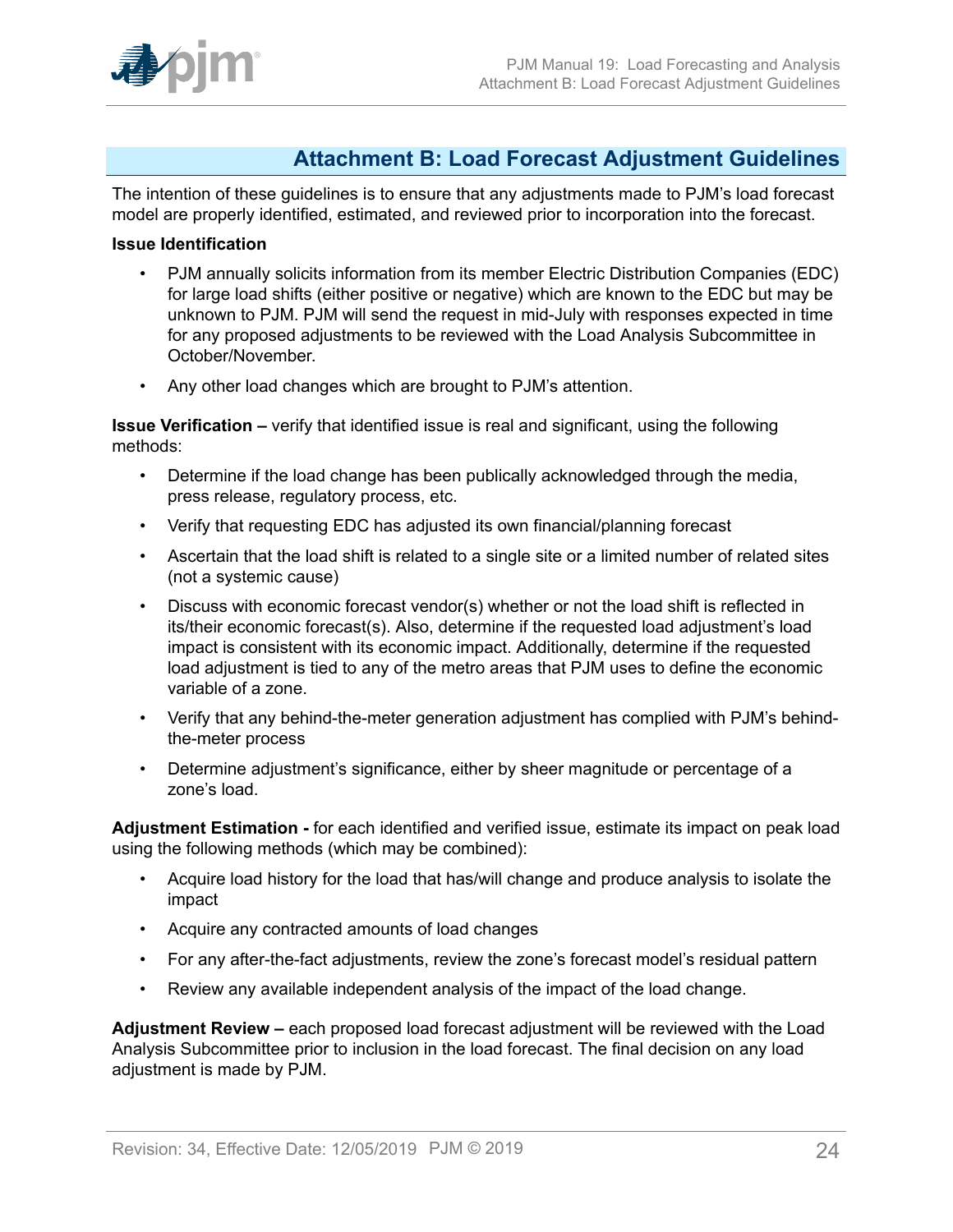# Attachment B: Load Forecast Adjustment Guidelines

The intention of these guidelines is to ensure that any adjustments made to PJM's load forecast model are properly identified, estimated, and reviewed prior to incorporation into the forecast.

**Issue Identification**

- PJM annually solicits information from its member Electric Distribution Companies (EDC) for large load shifts (either positive or negative) which are known to the EDC but may be unknown to PJM. PJM will send the request in mid-July with responses expected in time for any proposed adjustments to be reviewed with the Load Analysis Subcommittee in October/November.
- Any other load changes which are brought to PJM's attention.

**Issue Verification –** verify that identified issue is real and significant, using the following methods:

- Determine if the load change has been publically acknowledged through the media, press release, regulatory process, etc.
- Verify that requesting EDC has adjusted its own financial/planning forecast
- Ascertain that the load shift is related to a single site or a limited number of related sites (not a systemic cause)
- Discuss with economic forecast vendor(s) whether or not the load shift is reflected in its/their economic forecast(s). Also, determine if the requested load adjustment's load impact is consistent with its economic impact. Additionally, determine if the requested load adjustment is tied to any of the metro areas that PJM uses to define the economic variable of a zone.
- Verify that any behind-the-meter generation adjustment has complied with PJM's behind-the-meter process
- Determine adjustment's significance, either by sheer magnitude or percentage of a zone's load.

**Adjustment Estimation -** for each identified and verified issue, estimate its impact on peak load using the following methods (which may be combined):

- Acquire load history for the load that has/will change and produce analysis to isolate the impact
- Acquire any contracted amounts of load changes
- For any after-the-fact adjustments, review the zone's forecast model's residual pattern
- Review any available independent analysis of the impact of the load change.

**Adjustment Review –** each proposed load forecast adjustment will be reviewed with the Load Analysis Subcommittee prior to inclusion in the load forecast. The final decision on any load adjustment is made by PJM.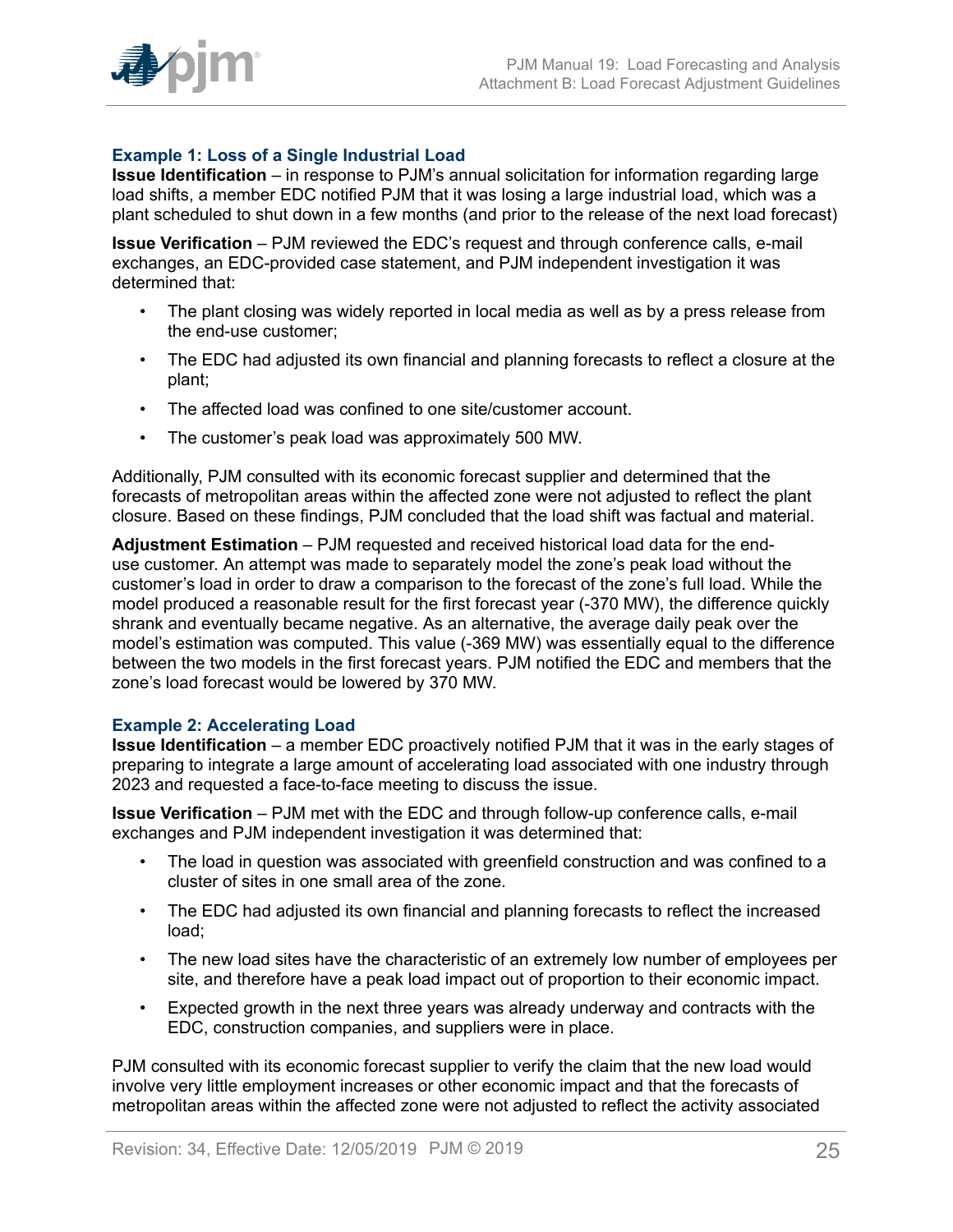### Example 1: Loss of a Single Industrial Load

**Issue Identification** – in response to PJM's annual solicitation for information regarding large load shifts, a member EDC notified PJM that it was losing a large industrial load, which was a plant scheduled to shut down in a few months (and prior to the release of the next load forecast)

**Issue Verification** – PJM reviewed the EDC's request and through conference calls, e-mail exchanges, an EDC-provided case statement, and PJM independent investigation it was determined that:

- The plant closing was widely reported in local media as well as by a press release from the end-use customer;
- The EDC had adjusted its own financial and planning forecasts to reflect a closure at the plant;
- The affected load was confined to one site/customer account.
- The customer's peak load was approximately 500 MW.

Additionally, PJM consulted with its economic forecast supplier and determined that the forecasts of metropolitan areas within the affected zone were not adjusted to reflect the plant closure. Based on these findings, PJM concluded that the load shift was factual and material.

**Adjustment Estimation** – PJM requested and received historical load data for the end-use customer. An attempt was made to separately model the zone's peak load without the customer's load in order to draw a comparison to the forecast of the zone's full load. While the model produced a reasonable result for the first forecast year (-370 MW), the difference quickly shrank and eventually became negative. As an alternative, the average daily peak over the model's estimation was computed. This value (-369 MW) was essentially equal to the difference between the two models in the first forecast years. PJM notified the EDC and members that the zone's load forecast would be lowered by 370 MW.

### Example 2: Accelerating Load

**Issue Identification** – a member EDC proactively notified PJM that it was in the early stages of preparing to integrate a large amount of accelerating load associated with one industry through 2023 and requested a face-to-face meeting to discuss the issue.

**Issue Verification** – PJM met with the EDC and through follow-up conference calls, e-mail exchanges and PJM independent investigation it was determined that:

- The load in question was associated with greenfield construction and was confined to a cluster of sites in one small area of the zone.
- The EDC had adjusted its own financial and planning forecasts to reflect the increased load;
- The new load sites have the characteristic of an extremely low number of employees per site, and therefore have a peak load impact out of proportion to their economic impact.
- Expected growth in the next three years was already underway and contracts with the EDC, construction companies, and suppliers were in place.

PJM consulted with its economic forecast supplier to verify the claim that the new load would involve very little employment increases or other economic impact and that the forecasts of metropolitan areas within the affected zone were not adjusted to reflect the activity associated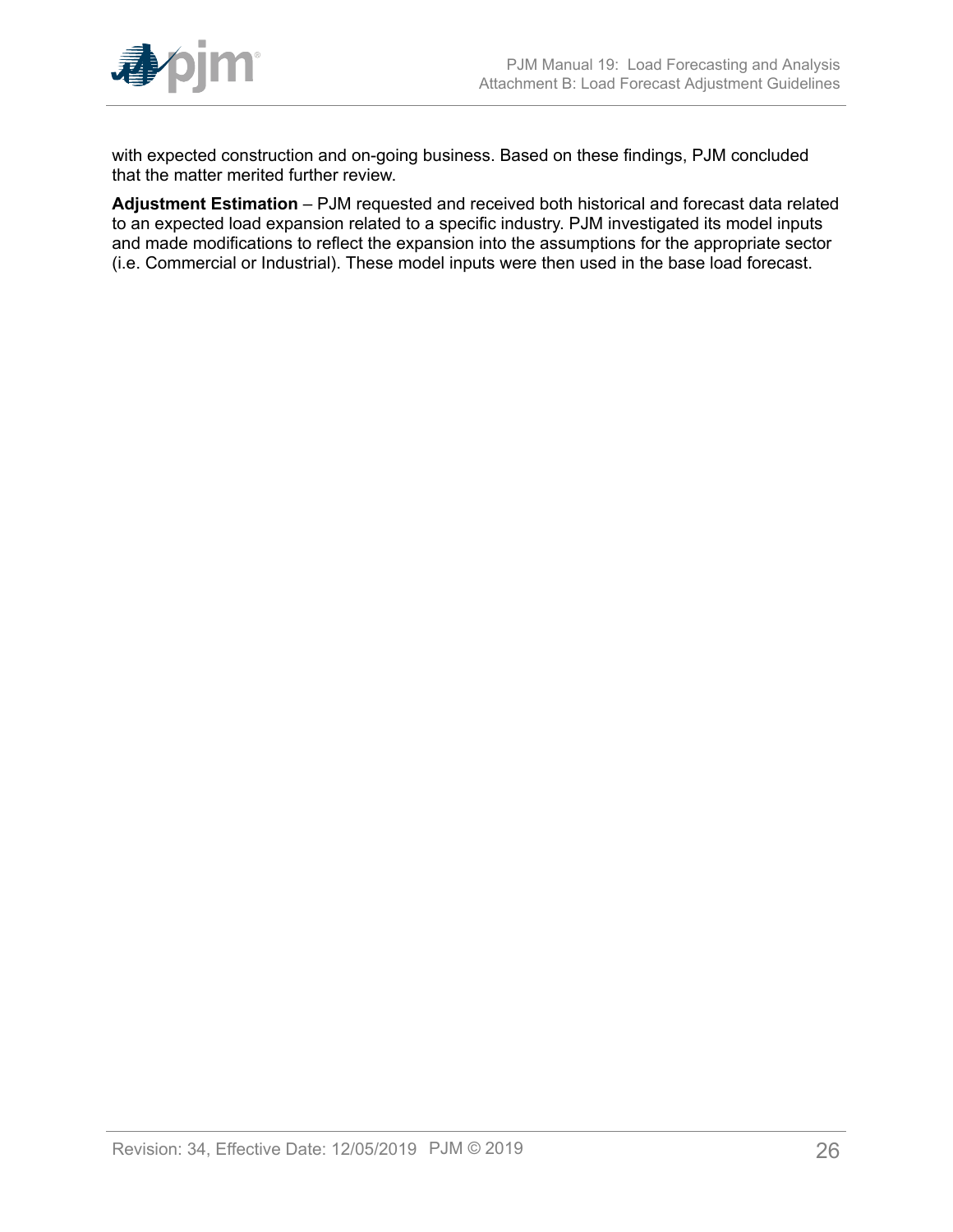with expected construction and on-going business. Based on these findings, PJM concluded that the matter merited further review.

**Adjustment Estimation** – PJM requested and received both historical and forecast data related to an expected load expansion related to a specific industry. PJM investigated its model inputs and made modifications to reflect the expansion into the assumptions for the appropriate sector (i.e. Commercial or Industrial). These model inputs were then used in the base load forecast.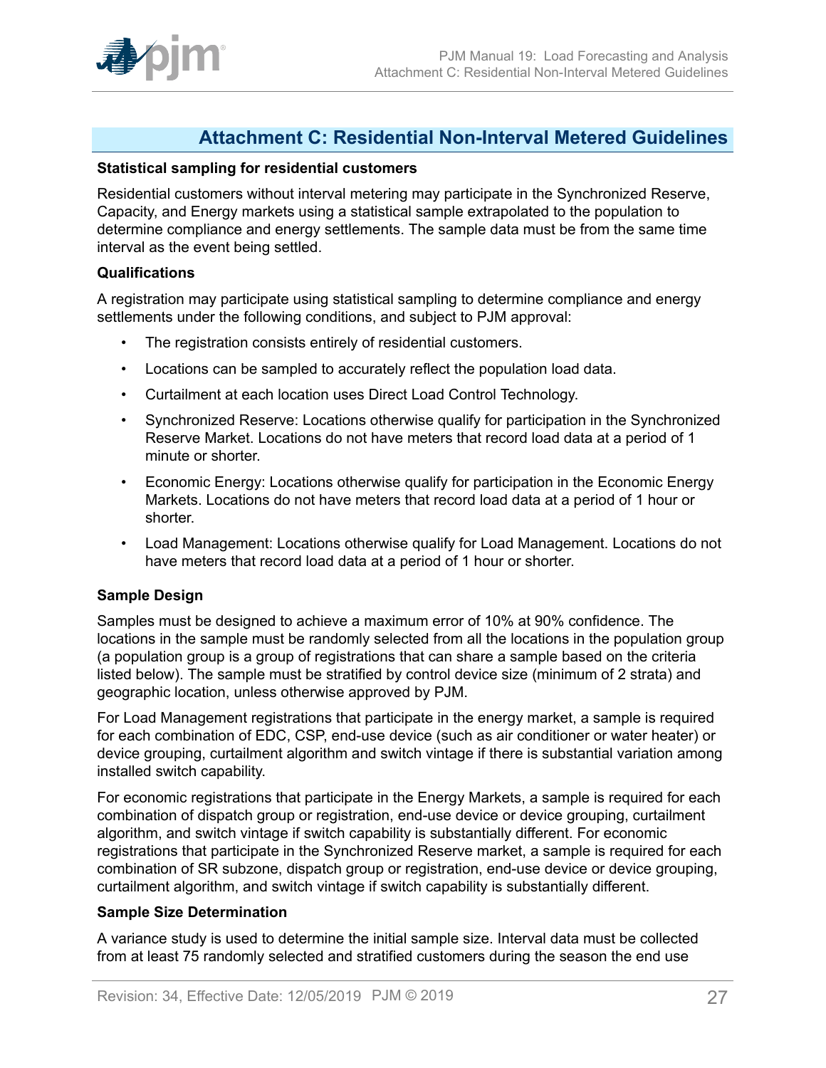# Attachment C: Residential Non-Interval Metered Guidelines

**Statistical sampling for residential customers**

Residential customers without interval metering may participate in the Synchronized Reserve, Capacity, and Energy markets using a statistical sample extrapolated to the population to determine compliance and energy settlements. The sample data must be from the same time interval as the event being settled.

**Qualifications**

A registration may participate using statistical sampling to determine compliance and energy settlements under the following conditions, and subject to PJM approval:

- The registration consists entirely of residential customers.
- Locations can be sampled to accurately reflect the population load data.
- Curtailment at each location uses Direct Load Control Technology.
- Synchronized Reserve: Locations otherwise qualify for participation in the Synchronized Reserve Market. Locations do not have meters that record load data at a period of 1 minute or shorter.
- Economic Energy: Locations otherwise qualify for participation in the Economic Energy Markets. Locations do not have meters that record load data at a period of 1 hour or shorter.
- Load Management: Locations otherwise qualify for Load Management. Locations do not have meters that record load data at a period of 1 hour or shorter.

**Sample Design**

Samples must be designed to achieve a maximum error of 10% at 90% confidence. The locations in the sample must be randomly selected from all the locations in the population group (a population group is a group of registrations that can share a sample based on the criteria listed below). The sample must be stratified by control device size (minimum of 2 strata) and geographic location, unless otherwise approved by PJM.

For Load Management registrations that participate in the energy market, a sample is required for each combination of EDC, CSP, end-use device (such as air conditioner or water heater) or device grouping, curtailment algorithm and switch vintage if there is substantial variation among installed switch capability.

For economic registrations that participate in the Energy Markets, a sample is required for each combination of dispatch group or registration, end-use device or device grouping, curtailment algorithm, and switch vintage if switch capability is substantially different. For economic registrations that participate in the Synchronized Reserve market, a sample is required for each combination of SR subzone, dispatch group or registration, end-use device or device grouping, curtailment algorithm, and switch vintage if switch capability is substantially different.

**Sample Size Determination**

A variance study is used to determine the initial sample size. Interval data must be collected from at least 75 randomly selected and stratified customers during the season the end use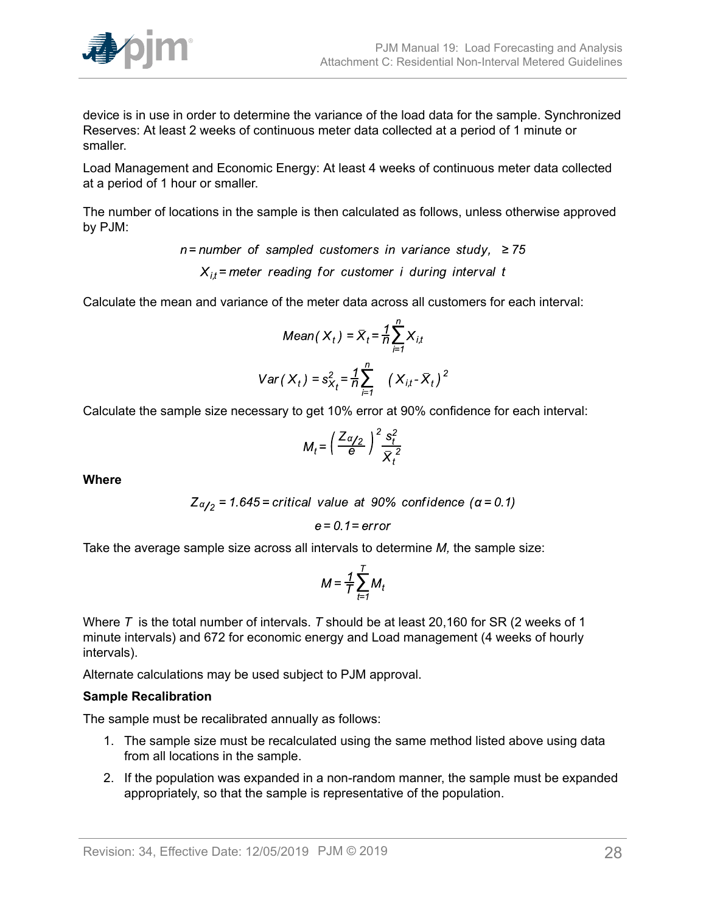device is in use in order to determine the variance of the load data for the sample. Synchronized Reserves: At least 2 weeks of continuous meter data collected at a period of 1 minute or smaller.

Load Management and Economic Energy: At least 4 weeks of continuous meter data collected at a period of 1 hour or smaller.

The number of locations in the sample is then calculated as follows, unless otherwise approved by PJM:

$$n = \text{number of sampled customers in variance study}, \geq 75$$

$$X_{i,t} = \text{meter reading for customer } i \text{ during interval } t$$

Calculate the mean and variance of the meter data across all customers for each interval:

$$Mean(X_t) = \bar{X}_t = \frac{1}{n}\sum_{i=1}^{n} X_{i,t}$$

$$Var(X_t) = s_{X_t}^2 = \frac{1}{n}\sum_{i=1}^{n} (X_{i,t} - \bar{X}_t)^2$$

Calculate the sample size necessary to get 10% error at 90% confidence for each interval:

$$M_t = \left(\frac{Z_{\alpha/2}}{e}\right)^2 \frac{s_t^2}{\bar{X}_t^2}$$

**Where**

$$Z_{\alpha/2} = 1.645 = \text{critical value at 90\% confidence } (\alpha = 0.1)$$

$$e = 0.1 = \text{error}$$

Take the average sample size across all intervals to determine *M,* the sample size:

$$M = \frac{1}{T}\sum_{t=1}^{T} M_t$$

Where $T$ is the total number of intervals. $T$ should be at least 20,160 for SR (2 weeks of 1 minute intervals) and 672 for economic energy and Load management (4 weeks of hourly intervals).

Alternate calculations may be used subject to PJM approval.

**Sample Recalibration**

The sample must be recalibrated annually as follows:

1. The sample size must be recalculated using the same method listed above using data from all locations in the sample.
2. If the population was expanded in a non-random manner, the sample must be expanded appropriately, so that the sample is representative of the population.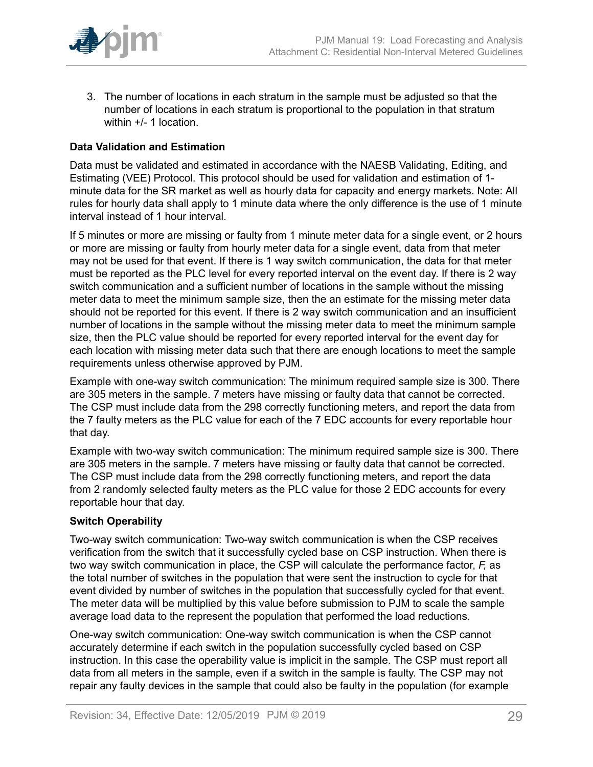3. The number of locations in each stratum in the sample must be adjusted so that the number of locations in each stratum is proportional to the population in that stratum within +/- 1 location.

**Data Validation and Estimation**

Data must be validated and estimated in accordance with the NAESB Validating, Editing, and Estimating (VEE) Protocol. This protocol should be used for validation and estimation of 1-minute data for the SR market as well as hourly data for capacity and energy markets. Note: All rules for hourly data shall apply to 1 minute data where the only difference is the use of 1 minute interval instead of 1 hour interval.

If 5 minutes or more are missing or faulty from 1 minute meter data for a single event, or 2 hours or more are missing or faulty from hourly meter data for a single event, data from that meter may not be used for that event. If there is 1 way switch communication, the data for that meter must be reported as the PLC level for every reported interval on the event day. If there is 2 way switch communication and a sufficient number of locations in the sample without the missing meter data to meet the minimum sample size, then the an estimate for the missing meter data should not be reported for this event. If there is 2 way switch communication and an insufficient number of locations in the sample without the missing meter data to meet the minimum sample size, then the PLC value should be reported for every reported interval for the event day for each location with missing meter data such that there are enough locations to meet the sample requirements unless otherwise approved by PJM.

Example with one-way switch communication: The minimum required sample size is 300. There are 305 meters in the sample. 7 meters have missing or faulty data that cannot be corrected. The CSP must include data from the 298 correctly functioning meters, and report the data from the 7 faulty meters as the PLC value for each of the 7 EDC accounts for every reportable hour that day.

Example with two-way switch communication: The minimum required sample size is 300. There are 305 meters in the sample. 7 meters have missing or faulty data that cannot be corrected. The CSP must include data from the 298 correctly functioning meters, and report the data from 2 randomly selected faulty meters as the PLC value for those 2 EDC accounts for every reportable hour that day.

**Switch Operability**

Two-way switch communication: Two-way switch communication is when the CSP receives verification from the switch that it successfully cycled base on CSP instruction. When there is two way switch communication in place, the CSP will calculate the performance factor, *F,* as the total number of switches in the population that were sent the instruction to cycle for that event divided by number of switches in the population that successfully cycled for that event. The meter data will be multiplied by this value before submission to PJM to scale the sample average load data to the represent the population that performed the load reductions.

One-way switch communication: One-way switch communication is when the CSP cannot accurately determine if each switch in the population successfully cycled based on CSP instruction. In this case the operability value is implicit in the sample. The CSP must report all data from all meters in the sample, even if a switch in the sample is faulty. The CSP may not repair any faulty devices in the sample that could also be faulty in the population (for example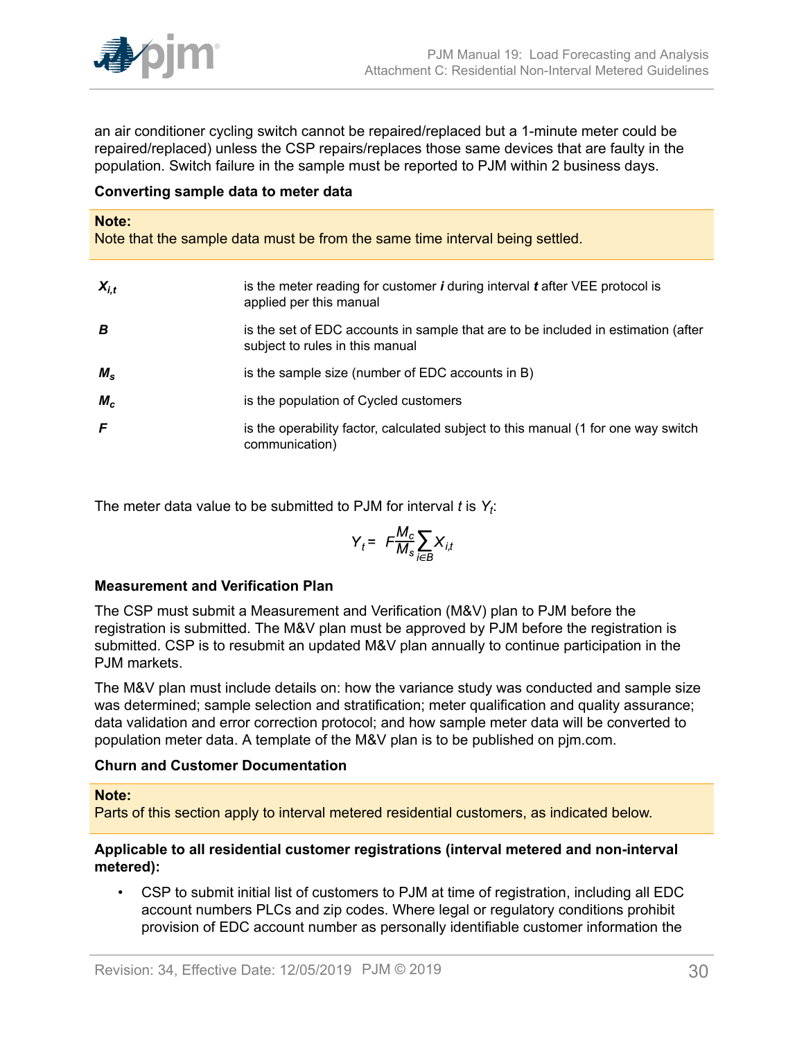an air conditioner cycling switch cannot be repaired/replaced but a 1-minute meter could be repaired/replaced) unless the CSP repairs/replaces those same devices that are faulty in the population. Switch failure in the sample must be reported to PJM within 2 business days.

**Converting sample data to meter data**

> **Note:**
> Note that the sample data must be from the same time interval being settled.

| | |
|---|---|
| $X_{i,t}$ | is the meter reading for customer ***i*** during interval ***t*** after VEE protocol is applied per this manual |
| ***B*** | is the set of EDC accounts in sample that are to be included in estimation (after subject to rules in this manual |
| $M_s$ | is the sample size (number of EDC accounts in B) |
| $M_c$ | is the population of Cycled customers |
| ***F*** | is the operability factor, calculated subject to this manual (1 for one way switch communication) |

The meter data value to be submitted to PJM for interval $t$ is $Y_t$:

$$Y_t = F\frac{M_c}{M_s}\sum_{i \in B} X_{i,t}$$

**Measurement and Verification Plan**

The CSP must submit a Measurement and Verification (M&V) plan to PJM before the registration is submitted. The M&V plan must be approved by PJM before the registration is submitted. CSP is to resubmit an updated M&V plan annually to continue participation in the PJM markets.

The M&V plan must include details on: how the variance study was conducted and sample size was determined; sample selection and stratification; meter qualification and quality assurance; data validation and error correction protocol; and how sample meter data will be converted to population meter data. A template of the M&V plan is to be published on pjm.com.

**Churn and Customer Documentation**

> **Note:**
> Parts of this section apply to interval metered residential customers, as indicated below.

**Applicable to all residential customer registrations (interval metered and non-interval metered):**

- CSP to submit initial list of customers to PJM at time of registration, including all EDC account numbers PLCs and zip codes. Where legal or regulatory conditions prohibit provision of EDC account number as personally identifiable customer information the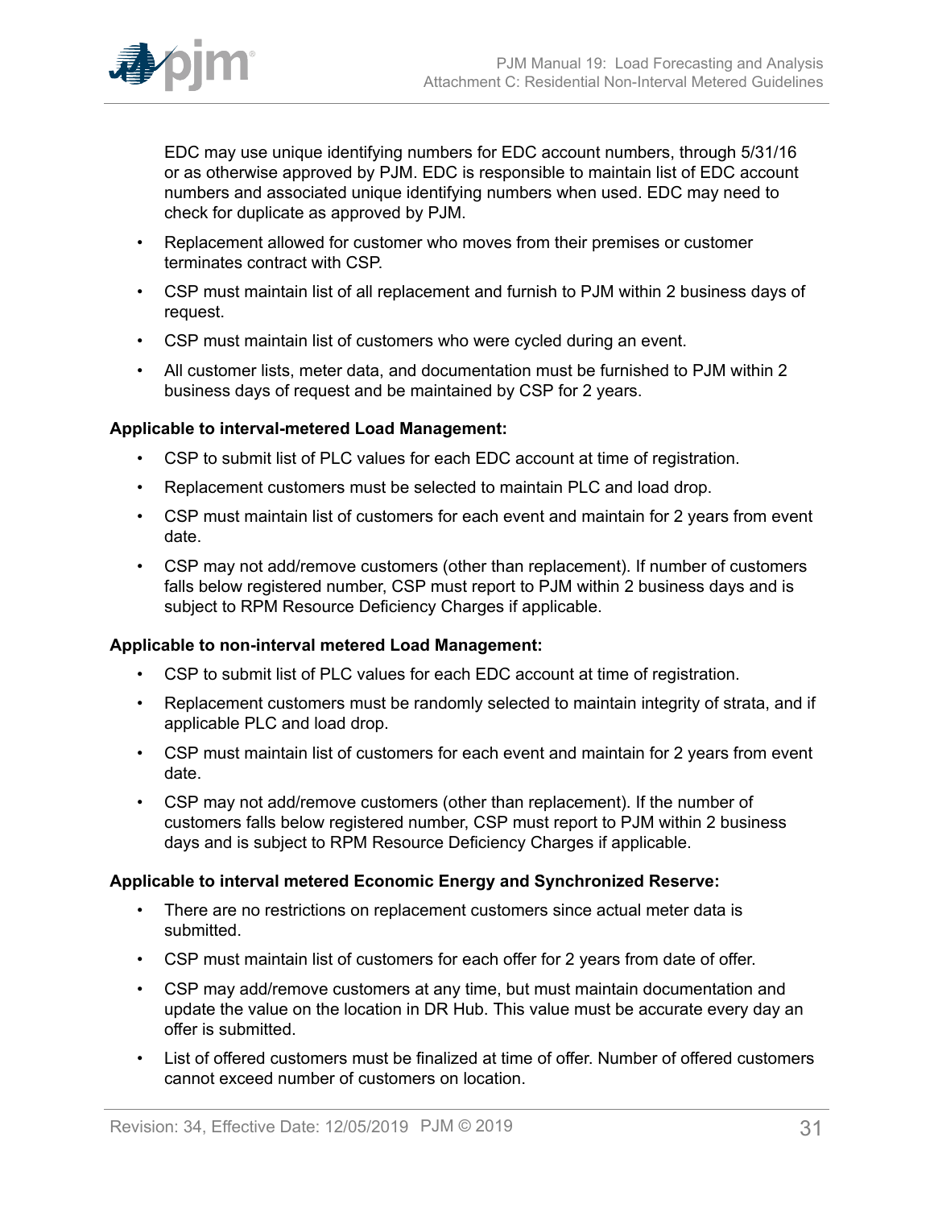EDC may use unique identifying numbers for EDC account numbers, through 5/31/16 or as otherwise approved by PJM. EDC is responsible to maintain list of EDC account numbers and associated unique identifying numbers when used. EDC may need to check for duplicate as approved by PJM.

- Replacement allowed for customer who moves from their premises or customer terminates contract with CSP.
- CSP must maintain list of all replacement and furnish to PJM within 2 business days of request.
- CSP must maintain list of customers who were cycled during an event.
- All customer lists, meter data, and documentation must be furnished to PJM within 2 business days of request and be maintained by CSP for 2 years.

**Applicable to interval-metered Load Management:**

- CSP to submit list of PLC values for each EDC account at time of registration.
- Replacement customers must be selected to maintain PLC and load drop.
- CSP must maintain list of customers for each event and maintain for 2 years from event date.
- CSP may not add/remove customers (other than replacement). If number of customers falls below registered number, CSP must report to PJM within 2 business days and is subject to RPM Resource Deficiency Charges if applicable.

**Applicable to non-interval metered Load Management:**

- CSP to submit list of PLC values for each EDC account at time of registration.
- Replacement customers must be randomly selected to maintain integrity of strata, and if applicable PLC and load drop.
- CSP must maintain list of customers for each event and maintain for 2 years from event date.
- CSP may not add/remove customers (other than replacement). If the number of customers falls below registered number, CSP must report to PJM within 2 business days and is subject to RPM Resource Deficiency Charges if applicable.

**Applicable to interval metered Economic Energy and Synchronized Reserve:**

- There are no restrictions on replacement customers since actual meter data is submitted.
- CSP must maintain list of customers for each offer for 2 years from date of offer.
- CSP may add/remove customers at any time, but must maintain documentation and update the value on the location in DR Hub. This value must be accurate every day an offer is submitted.
- List of offered customers must be finalized at time of offer. Number of offered customers cannot exceed number of customers on location.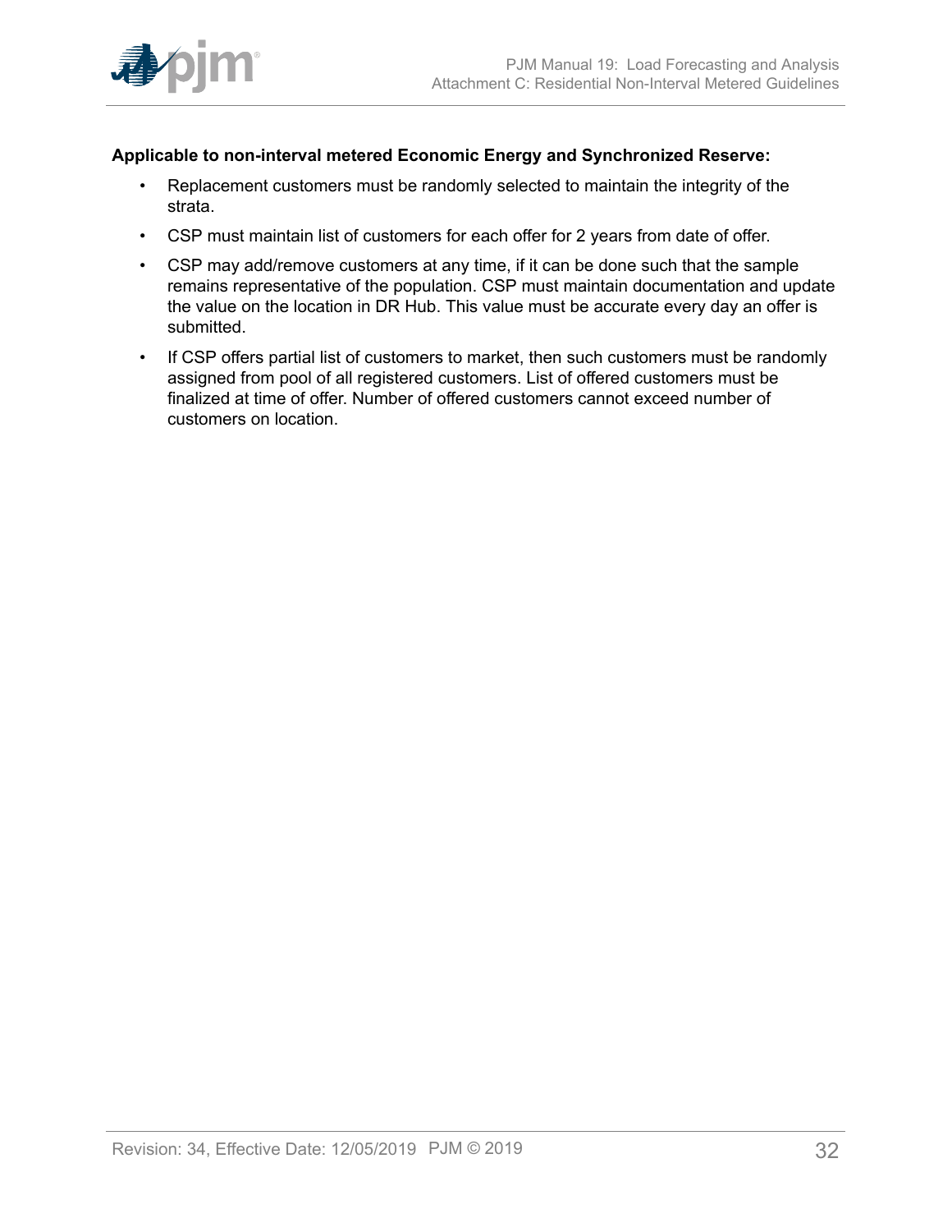**Applicable to non-interval metered Economic Energy and Synchronized Reserve:**

- Replacement customers must be randomly selected to maintain the integrity of the strata.
- CSP must maintain list of customers for each offer for 2 years from date of offer.
- CSP may add/remove customers at any time, if it can be done such that the sample remains representative of the population. CSP must maintain documentation and update the value on the location in DR Hub. This value must be accurate every day an offer is submitted.
- If CSP offers partial list of customers to market, then such customers must be randomly assigned from pool of all registered customers. List of offered customers must be finalized at time of offer. Number of offered customers cannot exceed number of customers on location.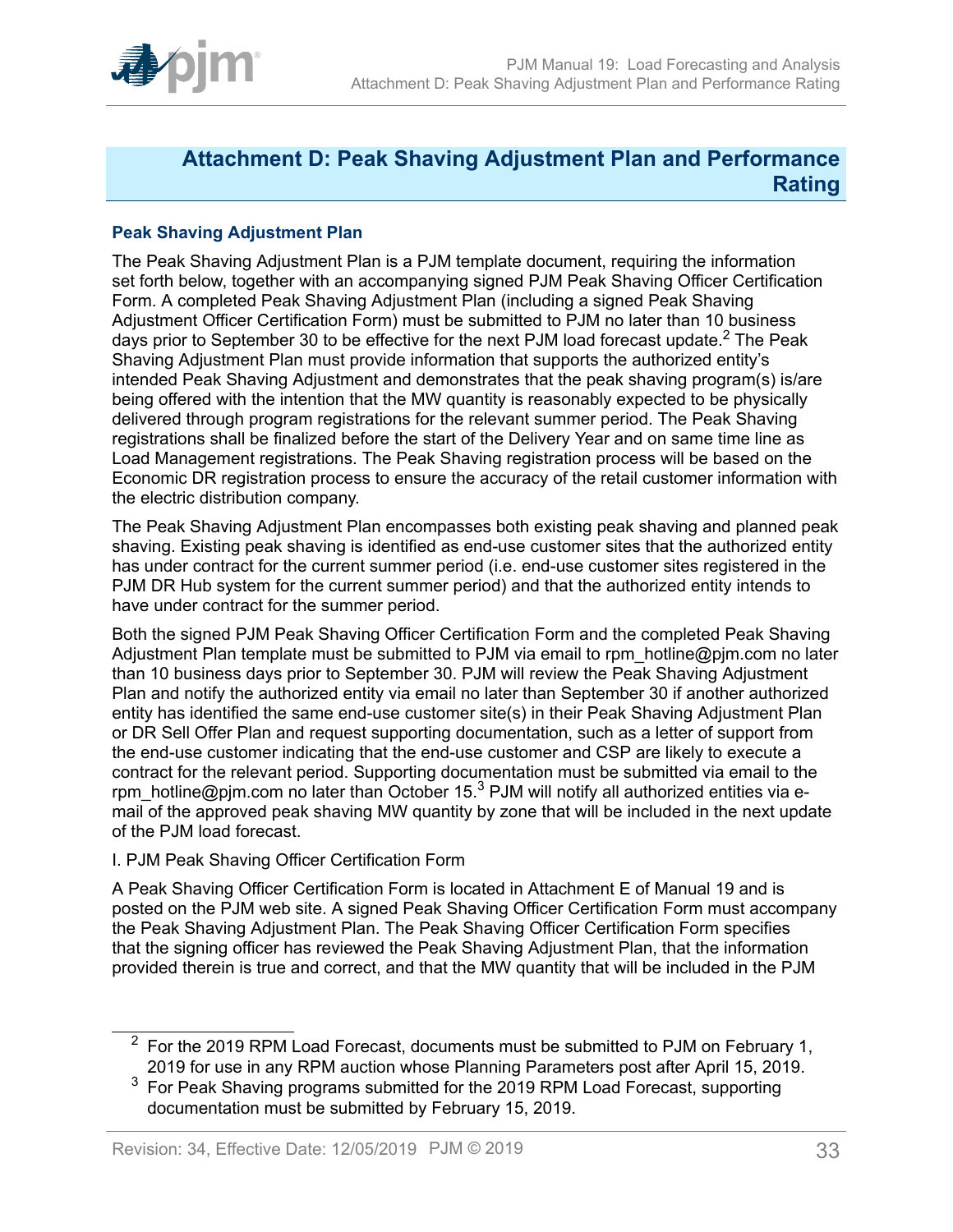# Attachment D: Peak Shaving Adjustment Plan and Performance Rating

## Peak Shaving Adjustment Plan

The Peak Shaving Adjustment Plan is a PJM template document, requiring the information set forth below, together with an accompanying signed PJM Peak Shaving Officer Certification Form. A completed Peak Shaving Adjustment Plan (including a signed Peak Shaving Adjustment Officer Certification Form) must be submitted to PJM no later than 10 business days prior to September 30 to be effective for the next PJM load forecast update.[2] The Peak Shaving Adjustment Plan must provide information that supports the authorized entity's intended Peak Shaving Adjustment and demonstrates that the peak shaving program(s) is/are being offered with the intention that the MW quantity is reasonably expected to be physically delivered through program registrations for the relevant summer period. The Peak Shaving registrations shall be finalized before the start of the Delivery Year and on same time line as Load Management registrations. The Peak Shaving registration process will be based on the Economic DR registration process to ensure the accuracy of the retail customer information with the electric distribution company.

The Peak Shaving Adjustment Plan encompasses both existing peak shaving and planned peak shaving. Existing peak shaving is identified as end-use customer sites that the authorized entity has under contract for the current summer period (i.e. end-use customer sites registered in the PJM DR Hub system for the current summer period) and that the authorized entity intends to have under contract for the summer period.

Both the signed PJM Peak Shaving Officer Certification Form and the completed Peak Shaving Adjustment Plan template must be submitted to PJM via email to rpm_hotline@pjm.com no later than 10 business days prior to September 30. PJM will review the Peak Shaving Adjustment Plan and notify the authorized entity via email no later than September 30 if another authorized entity has identified the same end-use customer site(s) in their Peak Shaving Adjustment Plan or DR Sell Offer Plan and request supporting documentation, such as a letter of support from the end-use customer indicating that the end-use customer and CSP are likely to execute a contract for the relevant period. Supporting documentation must be submitted via email to the rpm_hotline@pjm.com no later than October 15.[3] PJM will notify all authorized entities via e-mail of the approved peak shaving MW quantity by zone that will be included in the next update of the PJM load forecast.

I. PJM Peak Shaving Officer Certification Form

A Peak Shaving Officer Certification Form is located in Attachment E of Manual 19 and is posted on the PJM web site. A signed Peak Shaving Officer Certification Form must accompany the Peak Shaving Adjustment Plan. The Peak Shaving Officer Certification Form specifies that the signing officer has reviewed the Peak Shaving Adjustment Plan, that the information provided therein is true and correct, and that the MW quantity that will be included in the PJM

---

[2] For the 2019 RPM Load Forecast, documents must be submitted to PJM on February 1, 2019 for use in any RPM auction whose Planning Parameters post after April 15, 2019.

[3] For Peak Shaving programs submitted for the 2019 RPM Load Forecast, supporting documentation must be submitted by February 15, 2019.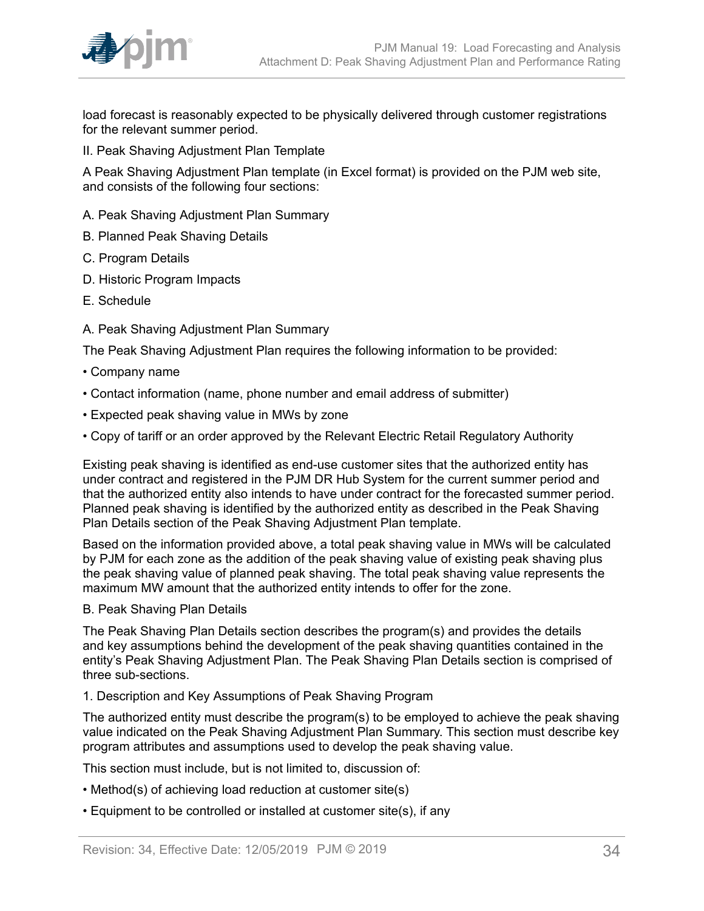load forecast is reasonably expected to be physically delivered through customer registrations for the relevant summer period.

II. Peak Shaving Adjustment Plan Template

A Peak Shaving Adjustment Plan template (in Excel format) is provided on the PJM web site, and consists of the following four sections:

A. Peak Shaving Adjustment Plan Summary

B. Planned Peak Shaving Details

C. Program Details

D. Historic Program Impacts

E. Schedule

A. Peak Shaving Adjustment Plan Summary

The Peak Shaving Adjustment Plan requires the following information to be provided:

- Company name
- Contact information (name, phone number and email address of submitter)
- Expected peak shaving value in MWs by zone
- Copy of tariff or an order approved by the Relevant Electric Retail Regulatory Authority

Existing peak shaving is identified as end-use customer sites that the authorized entity has under contract and registered in the PJM DR Hub System for the current summer period and that the authorized entity also intends to have under contract for the forecasted summer period. Planned peak shaving is identified by the authorized entity as described in the Peak Shaving Plan Details section of the Peak Shaving Adjustment Plan template.

Based on the information provided above, a total peak shaving value in MWs will be calculated by PJM for each zone as the addition of the peak shaving value of existing peak shaving plus the peak shaving value of planned peak shaving. The total peak shaving value represents the maximum MW amount that the authorized entity intends to offer for the zone.

B. Peak Shaving Plan Details

The Peak Shaving Plan Details section describes the program(s) and provides the details and key assumptions behind the development of the peak shaving quantities contained in the entity's Peak Shaving Adjustment Plan. The Peak Shaving Plan Details section is comprised of three sub-sections.

1. Description and Key Assumptions of Peak Shaving Program

The authorized entity must describe the program(s) to be employed to achieve the peak shaving value indicated on the Peak Shaving Adjustment Plan Summary. This section must describe key program attributes and assumptions used to develop the peak shaving value.

This section must include, but is not limited to, discussion of:

- Method(s) of achieving load reduction at customer site(s)
- Equipment to be controlled or installed at customer site(s), if any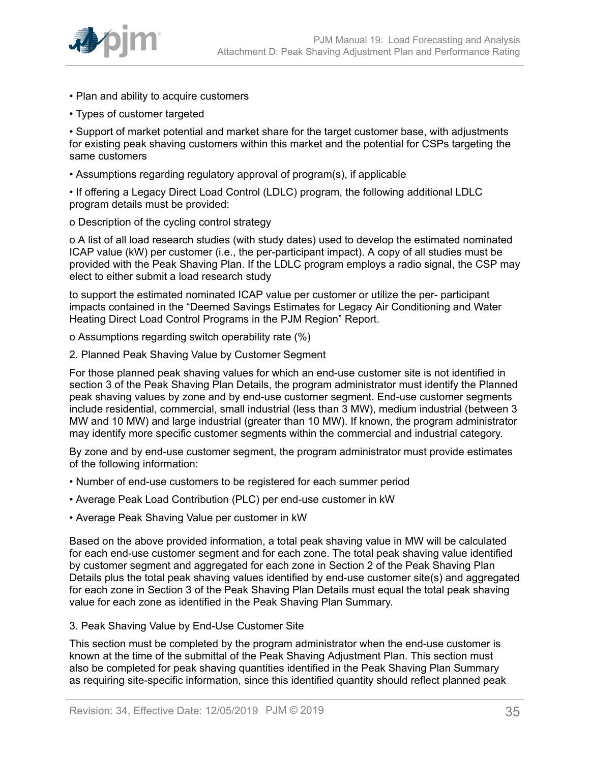- Plan and ability to acquire customers
- Types of customer targeted
- Support of market potential and market share for the target customer base, with adjustments for existing peak shaving customers within this market and the potential for CSPs targeting the same customers
- Assumptions regarding regulatory approval of program(s), if applicable
- If offering a Legacy Direct Load Control (LDLC) program, the following additional LDLC program details must be provided:
  - Description of the cycling control strategy
  - A list of all load research studies (with study dates) used to develop the estimated nominated ICAP value (kW) per customer (i.e., the per-participant impact). A copy of all studies must be provided with the Peak Shaving Plan. If the LDLC program employs a radio signal, the CSP may elect to either submit a load research study

    to support the estimated nominated ICAP value per customer or utilize the per- participant impacts contained in the “Deemed Savings Estimates for Legacy Air Conditioning and Water Heating Direct Load Control Programs in the PJM Region” Report.
  - Assumptions regarding switch operability rate (%)

2. Planned Peak Shaving Value by Customer Segment

For those planned peak shaving values for which an end-use customer site is not identified in section 3 of the Peak Shaving Plan Details, the program administrator must identify the Planned peak shaving values by zone and by end-use customer segment. End-use customer segments include residential, commercial, small industrial (less than 3 MW), medium industrial (between 3 MW and 10 MW) and large industrial (greater than 10 MW). If known, the program administrator may identify more specific customer segments within the commercial and industrial category.

By zone and by end-use customer segment, the program administrator must provide estimates of the following information:

- Number of end-use customers to be registered for each summer period
- Average Peak Load Contribution (PLC) per end-use customer in kW
- Average Peak Shaving Value per customer in kW

Based on the above provided information, a total peak shaving value in MW will be calculated for each end-use customer segment and for each zone. The total peak shaving value identified by customer segment and aggregated for each zone in Section 2 of the Peak Shaving Plan Details plus the total peak shaving values identified by end-use customer site(s) and aggregated for each zone in Section 3 of the Peak Shaving Plan Details must equal the total peak shaving value for each zone as identified in the Peak Shaving Plan Summary.

3. Peak Shaving Value by End-Use Customer Site

This section must be completed by the program administrator when the end-use customer is known at the time of the submittal of the Peak Shaving Adjustment Plan. This section must also be completed for peak shaving quantities identified in the Peak Shaving Plan Summary as requiring site-specific information, since this identified quantity should reflect planned peak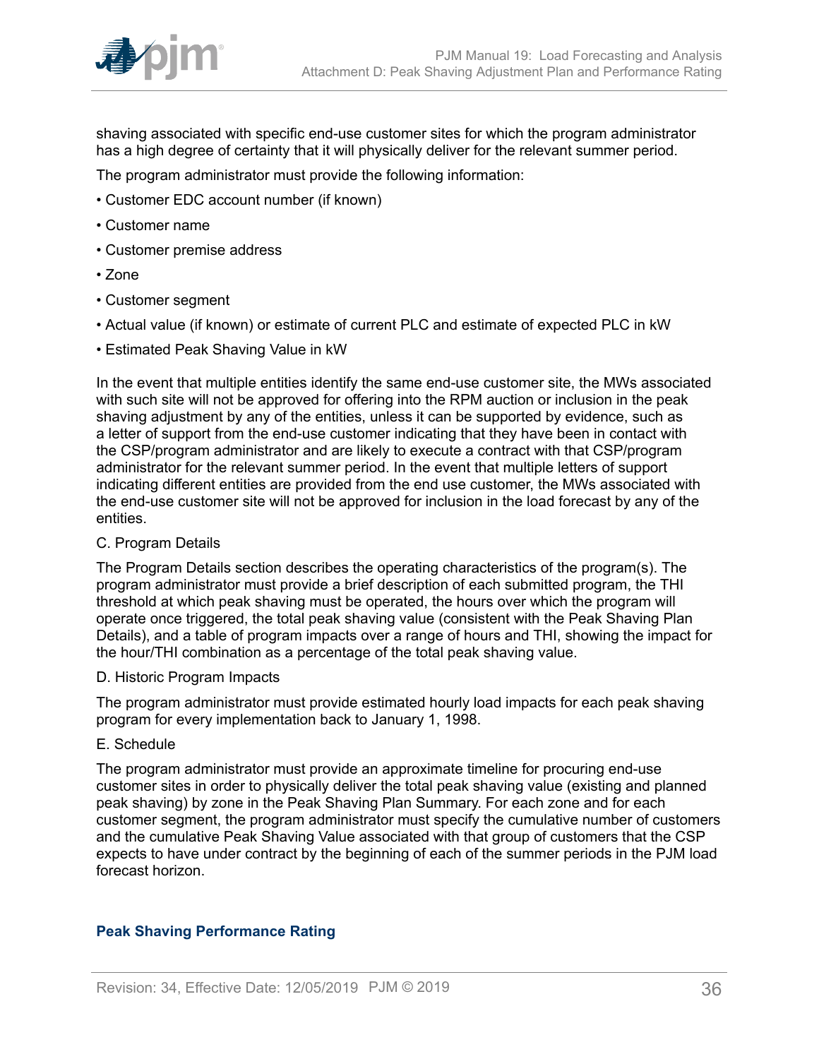shaving associated with specific end-use customer sites for which the program administrator has a high degree of certainty that it will physically deliver for the relevant summer period.

The program administrator must provide the following information:

- Customer EDC account number (if known)
- Customer name
- Customer premise address
- Zone
- Customer segment
- Actual value (if known) or estimate of current PLC and estimate of expected PLC in kW
- Estimated Peak Shaving Value in kW

In the event that multiple entities identify the same end-use customer site, the MWs associated with such site will not be approved for offering into the RPM auction or inclusion in the peak shaving adjustment by any of the entities, unless it can be supported by evidence, such as a letter of support from the end-use customer indicating that they have been in contact with the CSP/program administrator and are likely to execute a contract with that CSP/program administrator for the relevant summer period. In the event that multiple letters of support indicating different entities are provided from the end use customer, the MWs associated with the end-use customer site will not be approved for inclusion in the load forecast by any of the entities.

C. Program Details

The Program Details section describes the operating characteristics of the program(s). The program administrator must provide a brief description of each submitted program, the THI threshold at which peak shaving must be operated, the hours over which the program will operate once triggered, the total peak shaving value (consistent with the Peak Shaving Plan Details), and a table of program impacts over a range of hours and THI, showing the impact for the hour/THI combination as a percentage of the total peak shaving value.

D. Historic Program Impacts

The program administrator must provide estimated hourly load impacts for each peak shaving program for every implementation back to January 1, 1998.

E. Schedule

The program administrator must provide an approximate timeline for procuring end-use customer sites in order to physically deliver the total peak shaving value (existing and planned peak shaving) by zone in the Peak Shaving Plan Summary. For each zone and for each customer segment, the program administrator must specify the cumulative number of customers and the cumulative Peak Shaving Value associated with that group of customers that the CSP expects to have under contract by the beginning of each of the summer periods in the PJM load forecast horizon.

## Peak Shaving Performance Rating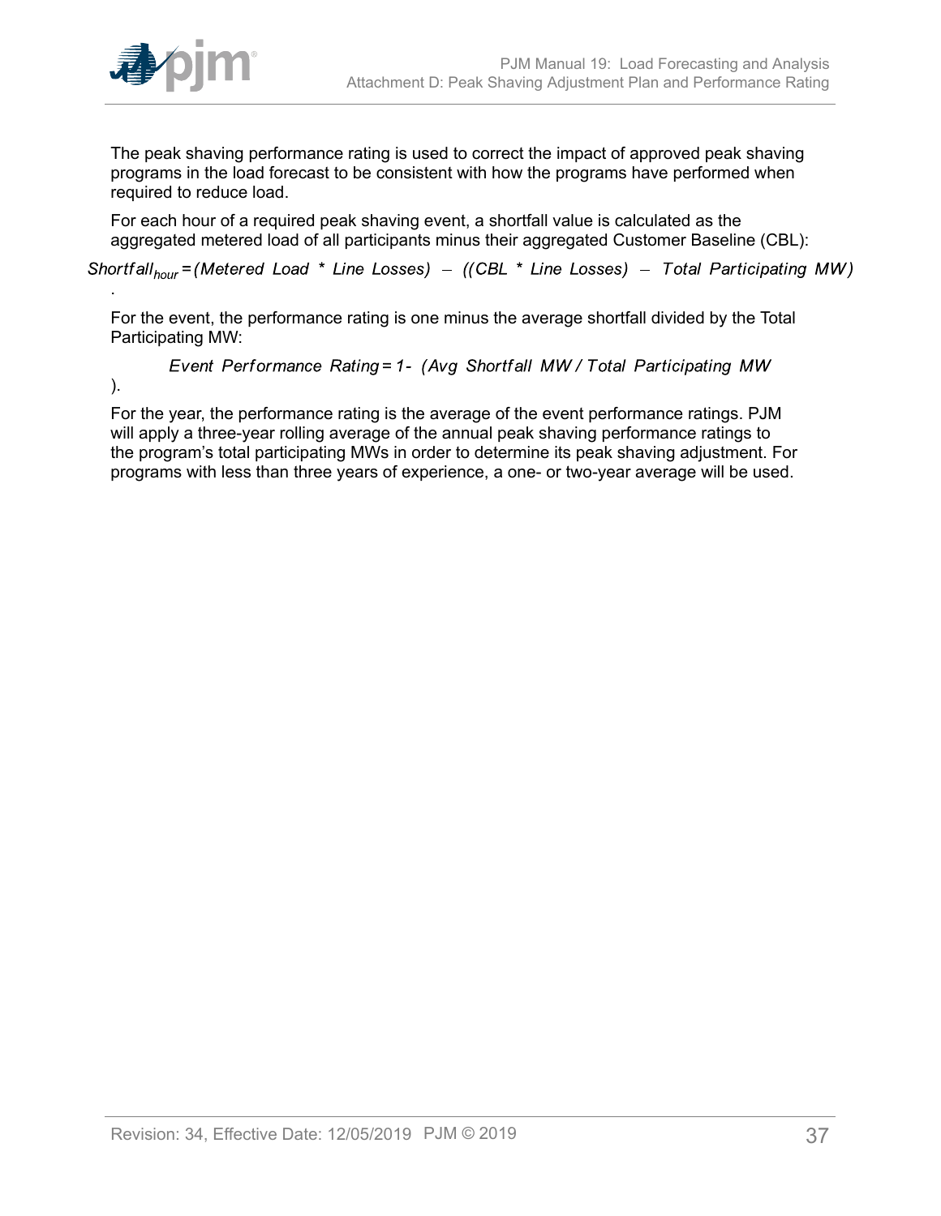The peak shaving performance rating is used to correct the impact of approved peak shaving programs in the load forecast to be consistent with how the programs have performed when required to reduce load.

For each hour of a required peak shaving event, a shortfall value is calculated as the aggregated metered load of all participants minus their aggregated Customer Baseline (CBL):

$$Shortfall_{hour} = (Metered\ Load * Line\ Losses) - ((CBL * Line\ Losses) - Total\ Participating\ MW)$$

.

For the event, the performance rating is one minus the average shortfall divided by the Total Participating MW:

$$Event\ Performance\ Rating = 1 - (Avg\ Shortfall\ MW / Total\ Participating\ MW)$$

.

For the year, the performance rating is the average of the event performance ratings. PJM will apply a three-year rolling average of the annual peak shaving performance ratings to the program's total participating MWs in order to determine its peak shaving adjustment. For programs with less than three years of experience, a one- or two-year average will be used.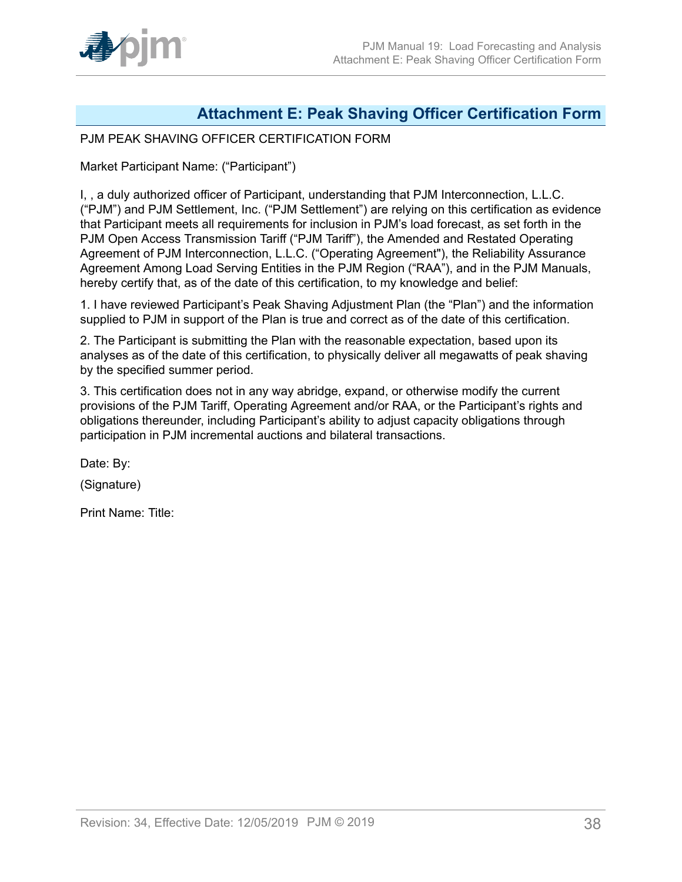# Attachment E: Peak Shaving Officer Certification Form

PJM PEAK SHAVING OFFICER CERTIFICATION FORM

Market Participant Name: ("Participant")

I, , a duly authorized officer of Participant, understanding that PJM Interconnection, L.L.C. ("PJM") and PJM Settlement, Inc. ("PJM Settlement") are relying on this certification as evidence that Participant meets all requirements for inclusion in PJM's load forecast, as set forth in the PJM Open Access Transmission Tariff ("PJM Tariff"), the Amended and Restated Operating Agreement of PJM Interconnection, L.L.C. ("Operating Agreement"), the Reliability Assurance Agreement Among Load Serving Entities in the PJM Region ("RAA"), and in the PJM Manuals, hereby certify that, as of the date of this certification, to my knowledge and belief:

1. I have reviewed Participant's Peak Shaving Adjustment Plan (the "Plan") and the information supplied to PJM in support of the Plan is true and correct as of the date of this certification.

2. The Participant is submitting the Plan with the reasonable expectation, based upon its analyses as of the date of this certification, to physically deliver all megawatts of peak shaving by the specified summer period.

3. This certification does not in any way abridge, expand, or otherwise modify the current provisions of the PJM Tariff, Operating Agreement and/or RAA, or the Participant's rights and obligations thereunder, including Participant's ability to adjust capacity obligations through participation in PJM incremental auctions and bilateral transactions.

Date: By:

(Signature)

Print Name: Title: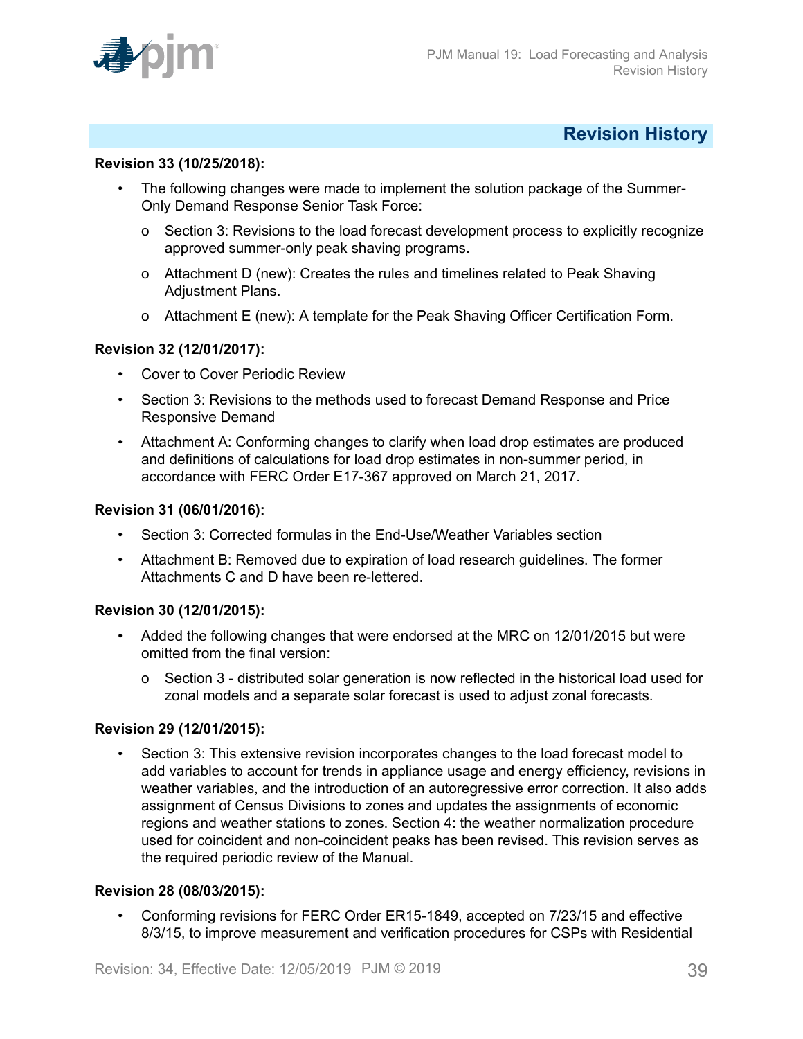## Revision History

**Revision 33 (10/25/2018):**

- The following changes were made to implement the solution package of the Summer-Only Demand Response Senior Task Force:
  - Section 3: Revisions to the load forecast development process to explicitly recognize approved summer-only peak shaving programs.
  - Attachment D (new): Creates the rules and timelines related to Peak Shaving Adjustment Plans.
  - Attachment E (new): A template for the Peak Shaving Officer Certification Form.

**Revision 32 (12/01/2017):**

- Cover to Cover Periodic Review
- Section 3: Revisions to the methods used to forecast Demand Response and Price Responsive Demand
- Attachment A: Conforming changes to clarify when load drop estimates are produced and definitions of calculations for load drop estimates in non-summer period, in accordance with FERC Order E17-367 approved on March 21, 2017.

**Revision 31 (06/01/2016):**

- Section 3: Corrected formulas in the End-Use/Weather Variables section
- Attachment B: Removed due to expiration of load research guidelines. The former Attachments C and D have been re-lettered.

**Revision 30 (12/01/2015):**

- Added the following changes that were endorsed at the MRC on 12/01/2015 but were omitted from the final version:
  - Section 3 - distributed solar generation is now reflected in the historical load used for zonal models and a separate solar forecast is used to adjust zonal forecasts.

**Revision 29 (12/01/2015):**

- Section 3: This extensive revision incorporates changes to the load forecast model to add variables to account for trends in appliance usage and energy efficiency, revisions in weather variables, and the introduction of an autoregressive error correction. It also adds assignment of Census Divisions to zones and updates the assignments of economic regions and weather stations to zones. Section 4: the weather normalization procedure used for coincident and non-coincident peaks has been revised. This revision serves as the required periodic review of the Manual.

**Revision 28 (08/03/2015):**

- Conforming revisions for FERC Order ER15-1849, accepted on 7/23/15 and effective 8/3/15, to improve measurement and verification procedures for CSPs with Residential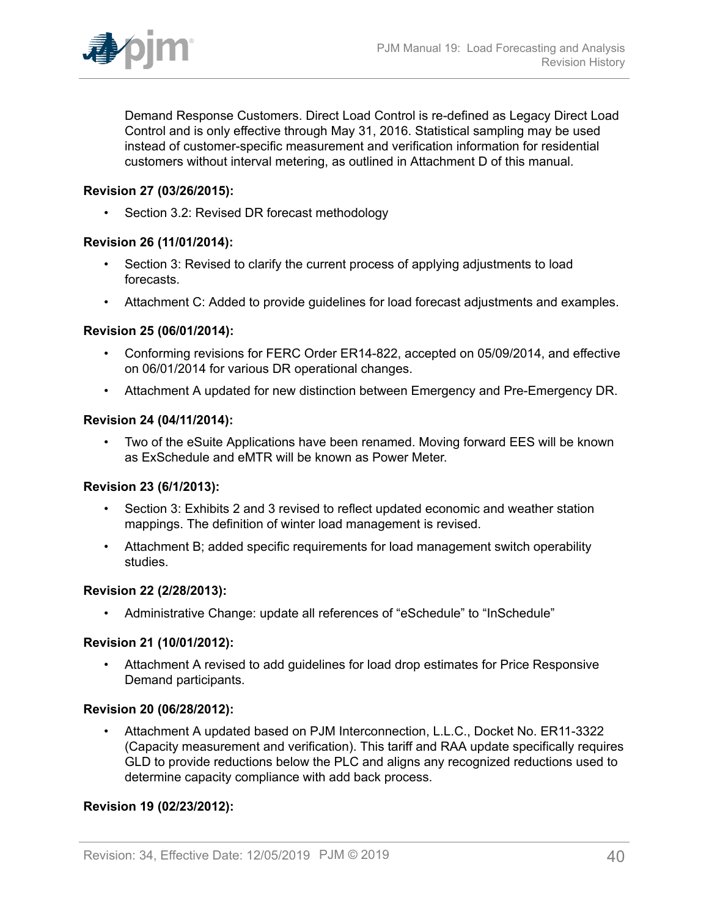Demand Response Customers. Direct Load Control is re-defined as Legacy Direct Load Control and is only effective through May 31, 2016. Statistical sampling may be used instead of customer-specific measurement and verification information for residential customers without interval metering, as outlined in Attachment D of this manual.

**Revision 27 (03/26/2015):**

- Section 3.2: Revised DR forecast methodology

**Revision 26 (11/01/2014):**

- Section 3: Revised to clarify the current process of applying adjustments to load forecasts.
- Attachment C: Added to provide guidelines for load forecast adjustments and examples.

**Revision 25 (06/01/2014):**

- Conforming revisions for FERC Order ER14-822, accepted on 05/09/2014, and effective on 06/01/2014 for various DR operational changes.
- Attachment A updated for new distinction between Emergency and Pre-Emergency DR.

**Revision 24 (04/11/2014):**

- Two of the eSuite Applications have been renamed. Moving forward EES will be known as ExSchedule and eMTR will be known as Power Meter.

**Revision 23 (6/1/2013):**

- Section 3: Exhibits 2 and 3 revised to reflect updated economic and weather station mappings. The definition of winter load management is revised.
- Attachment B; added specific requirements for load management switch operability studies.

**Revision 22 (2/28/2013):**

- Administrative Change: update all references of “eSchedule” to “InSchedule”

**Revision 21 (10/01/2012):**

- Attachment A revised to add guidelines for load drop estimates for Price Responsive Demand participants.

**Revision 20 (06/28/2012):**

- Attachment A updated based on PJM Interconnection, L.L.C., Docket No. ER11-3322 (Capacity measurement and verification). This tariff and RAA update specifically requires GLD to provide reductions below the PLC and aligns any recognized reductions used to determine capacity compliance with add back process.

**Revision 19 (02/23/2012):**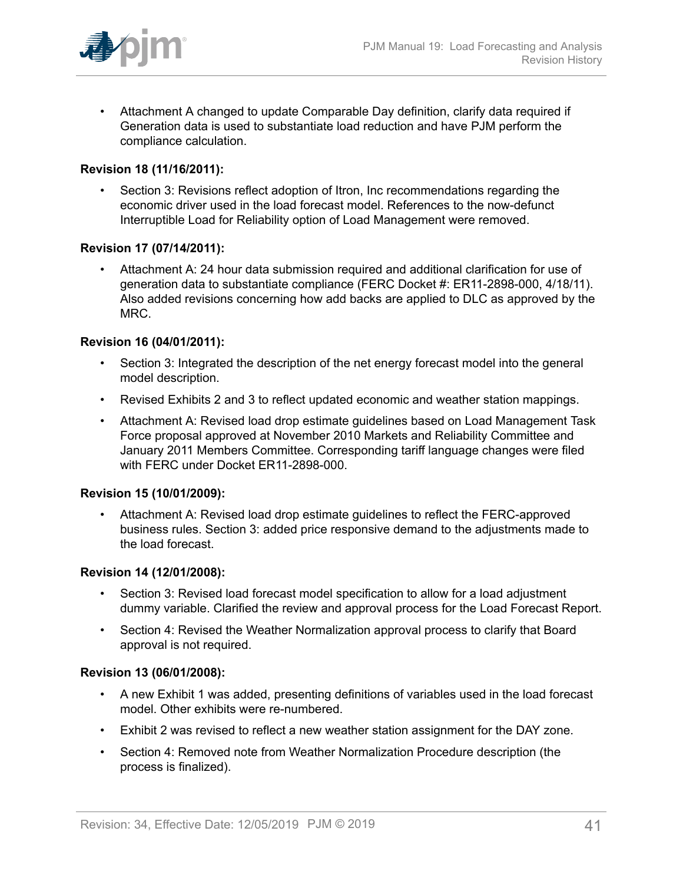- Attachment A changed to update Comparable Day definition, clarify data required if Generation data is used to substantiate load reduction and have PJM perform the compliance calculation.

**Revision 18 (11/16/2011):**

- Section 3: Revisions reflect adoption of Itron, Inc recommendations regarding the economic driver used in the load forecast model. References to the now-defunct Interruptible Load for Reliability option of Load Management were removed.

**Revision 17 (07/14/2011):**

- Attachment A: 24 hour data submission required and additional clarification for use of generation data to substantiate compliance (FERC Docket #: ER11-2898-000, 4/18/11). Also added revisions concerning how add backs are applied to DLC as approved by the MRC.

**Revision 16 (04/01/2011):**

- Section 3: Integrated the description of the net energy forecast model into the general model description.
- Revised Exhibits 2 and 3 to reflect updated economic and weather station mappings.
- Attachment A: Revised load drop estimate guidelines based on Load Management Task Force proposal approved at November 2010 Markets and Reliability Committee and January 2011 Members Committee. Corresponding tariff language changes were filed with FERC under Docket ER11-2898-000.

**Revision 15 (10/01/2009):**

- Attachment A: Revised load drop estimate guidelines to reflect the FERC-approved business rules. Section 3: added price responsive demand to the adjustments made to the load forecast.

**Revision 14 (12/01/2008):**

- Section 3: Revised load forecast model specification to allow for a load adjustment dummy variable. Clarified the review and approval process for the Load Forecast Report.
- Section 4: Revised the Weather Normalization approval process to clarify that Board approval is not required.

**Revision 13 (06/01/2008):**

- A new Exhibit 1 was added, presenting definitions of variables used in the load forecast model. Other exhibits were re-numbered.
- Exhibit 2 was revised to reflect a new weather station assignment for the DAY zone.
- Section 4: Removed note from Weather Normalization Procedure description (the process is finalized).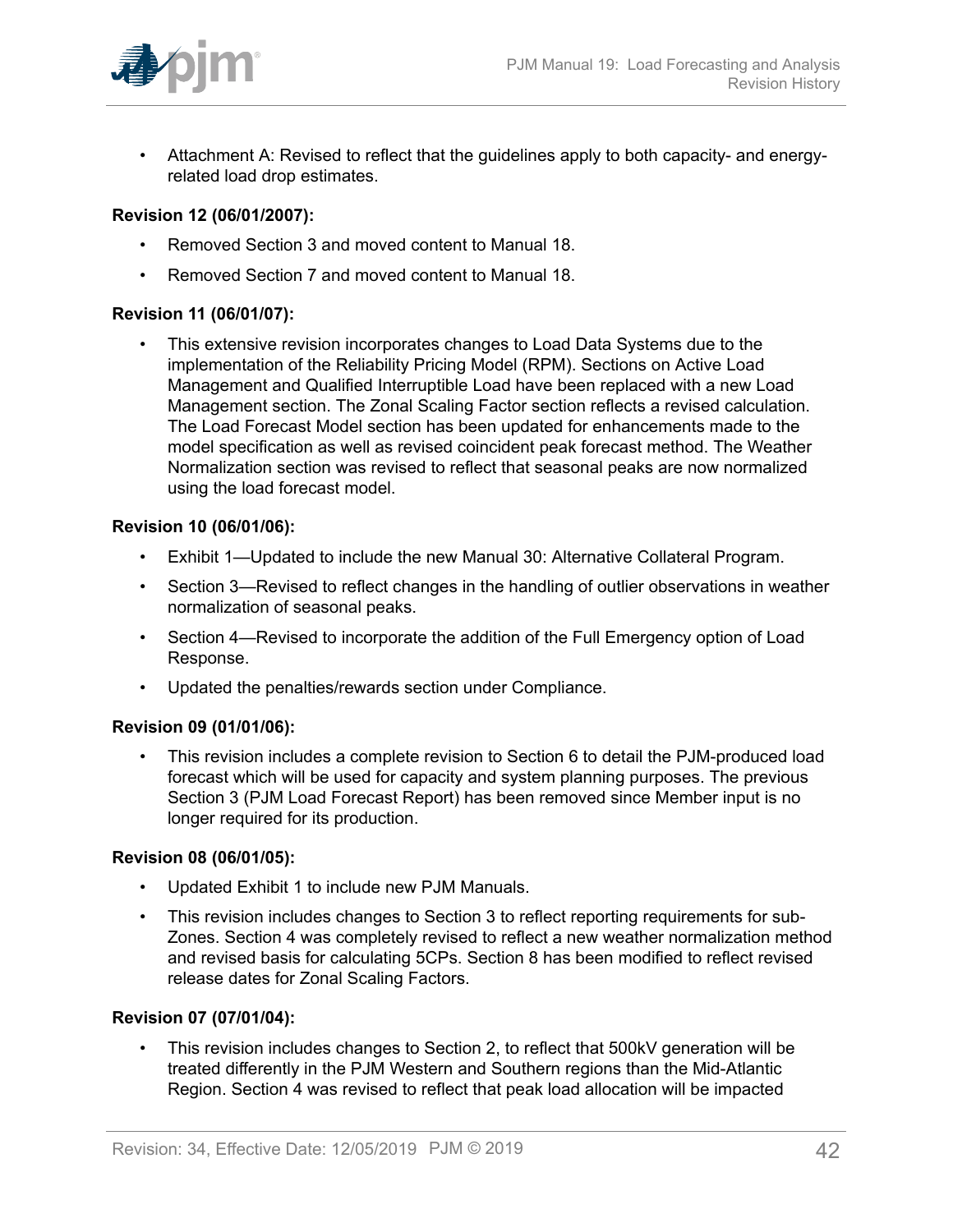- Attachment A: Revised to reflect that the guidelines apply to both capacity- and energy-related load drop estimates.

**Revision 12 (06/01/2007):**

- Removed Section 3 and moved content to Manual 18.
- Removed Section 7 and moved content to Manual 18.

**Revision 11 (06/01/07):**

- This extensive revision incorporates changes to Load Data Systems due to the implementation of the Reliability Pricing Model (RPM). Sections on Active Load Management and Qualified Interruptible Load have been replaced with a new Load Management section. The Zonal Scaling Factor section reflects a revised calculation. The Load Forecast Model section has been updated for enhancements made to the model specification as well as revised coincident peak forecast method. The Weather Normalization section was revised to reflect that seasonal peaks are now normalized using the load forecast model.

**Revision 10 (06/01/06):**

- Exhibit 1—Updated to include the new Manual 30: Alternative Collateral Program.
- Section 3—Revised to reflect changes in the handling of outlier observations in weather normalization of seasonal peaks.
- Section 4—Revised to incorporate the addition of the Full Emergency option of Load Response.
- Updated the penalties/rewards section under Compliance.

**Revision 09 (01/01/06):**

- This revision includes a complete revision to Section 6 to detail the PJM-produced load forecast which will be used for capacity and system planning purposes. The previous Section 3 (PJM Load Forecast Report) has been removed since Member input is no longer required for its production.

**Revision 08 (06/01/05):**

- Updated Exhibit 1 to include new PJM Manuals.
- This revision includes changes to Section 3 to reflect reporting requirements for sub-Zones. Section 4 was completely revised to reflect a new weather normalization method and revised basis for calculating 5CPs. Section 8 has been modified to reflect revised release dates for Zonal Scaling Factors.

**Revision 07 (07/01/04):**

- This revision includes changes to Section 2, to reflect that 500kV generation will be treated differently in the PJM Western and Southern regions than the Mid-Atlantic Region. Section 4 was revised to reflect that peak load allocation will be impacted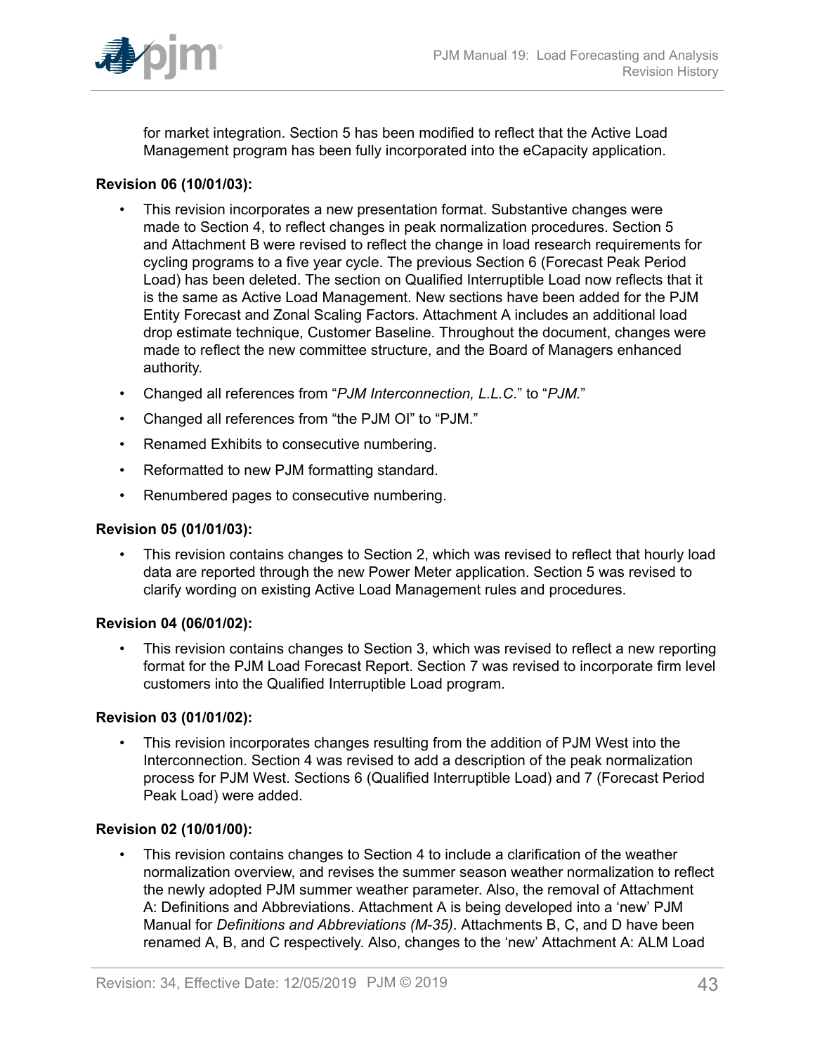for market integration. Section 5 has been modified to reflect that the Active Load Management program has been fully incorporated into the eCapacity application.

**Revision 06 (10/01/03):**

- This revision incorporates a new presentation format. Substantive changes were made to Section 4, to reflect changes in peak normalization procedures. Section 5 and Attachment B were revised to reflect the change in load research requirements for cycling programs to a five year cycle. The previous Section 6 (Forecast Peak Period Load) has been deleted. The section on Qualified Interruptible Load now reflects that it is the same as Active Load Management. New sections have been added for the PJM Entity Forecast and Zonal Scaling Factors. Attachment A includes an additional load drop estimate technique, Customer Baseline. Throughout the document, changes were made to reflect the new committee structure, and the Board of Managers enhanced authority.
- Changed all references from "*PJM Interconnection, L.L.C.*" to "*PJM.*"
- Changed all references from "the PJM OI" to "PJM."
- Renamed Exhibits to consecutive numbering.
- Reformatted to new PJM formatting standard.
- Renumbered pages to consecutive numbering.

**Revision 05 (01/01/03):**

- This revision contains changes to Section 2, which was revised to reflect that hourly load data are reported through the new Power Meter application. Section 5 was revised to clarify wording on existing Active Load Management rules and procedures.

**Revision 04 (06/01/02):**

- This revision contains changes to Section 3, which was revised to reflect a new reporting format for the PJM Load Forecast Report. Section 7 was revised to incorporate firm level customers into the Qualified Interruptible Load program.

**Revision 03 (01/01/02):**

- This revision incorporates changes resulting from the addition of PJM West into the Interconnection. Section 4 was revised to add a description of the peak normalization process for PJM West. Sections 6 (Qualified Interruptible Load) and 7 (Forecast Period Peak Load) were added.

**Revision 02 (10/01/00):**

- This revision contains changes to Section 4 to include a clarification of the weather normalization overview, and revises the summer season weather normalization to reflect the newly adopted PJM summer weather parameter. Also, the removal of Attachment A: Definitions and Abbreviations. Attachment A is being developed into a 'new' PJM Manual for *Definitions and Abbreviations (M-35)*. Attachments B, C, and D have been renamed A, B, and C respectively. Also, changes to the 'new' Attachment A: ALM Load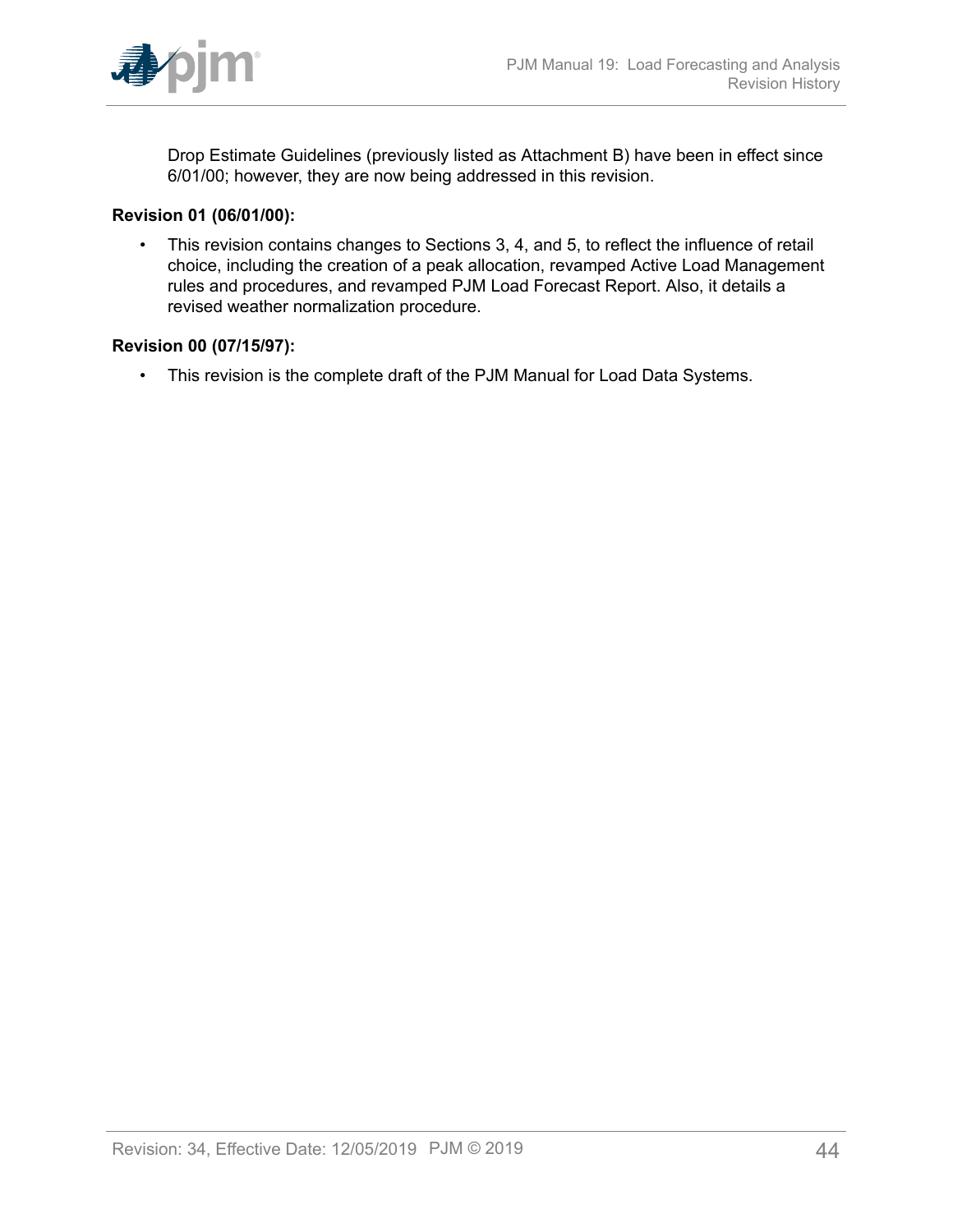Drop Estimate Guidelines (previously listed as Attachment B) have been in effect since 6/01/00; however, they are now being addressed in this revision.

**Revision 01 (06/01/00):**

- This revision contains changes to Sections 3, 4, and 5, to reflect the influence of retail choice, including the creation of a peak allocation, revamped Active Load Management rules and procedures, and revamped PJM Load Forecast Report. Also, it details a revised weather normalization procedure.

**Revision 00 (07/15/97):**

- This revision is the complete draft of the PJM Manual for Load Data Systems.